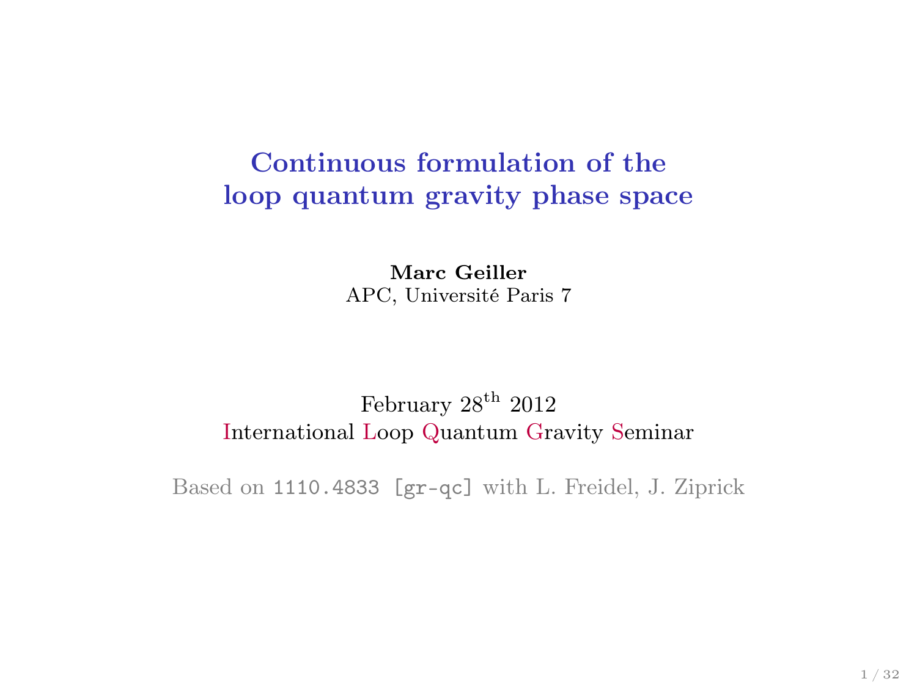# Continuous formulation of the loop quantum gravity phase space

**Marc Geiller**
APC, Université Paris 7

February 28$^{\text{th}}$ 2012
International Loop Quantum Gravity Seminar

Based on `1110.4833 [gr-qc]` with L. Freidel, J. Ziprick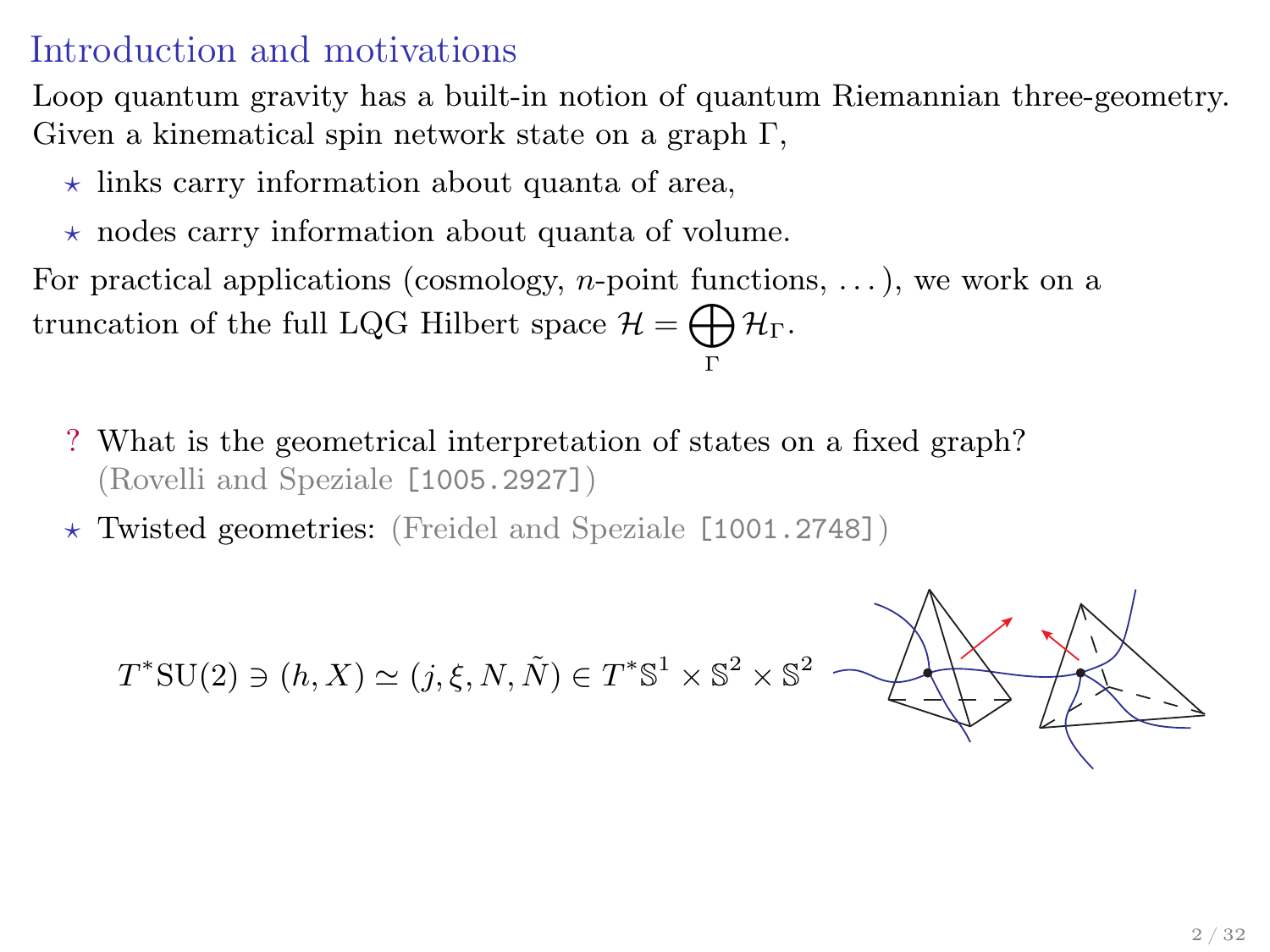# Introduction and motivations

Loop quantum gravity has a built-in notion of quantum Riemannian three-geometry. Given a kinematical spin network state on a graph $\Gamma$,

- ⋆ links carry information about quanta of area,
- ⋆ nodes carry information about quanta of volume.

For practical applications (cosmology, $n$-point functions, ...), we work on a truncation of the full LQG Hilbert space $\mathcal{H} = \bigoplus_{\Gamma} \mathcal{H}_{\Gamma}$.

? What is the geometrical interpretation of states on a fixed graph? (Rovelli and Speziale [1005.2927])

⋆ Twisted geometries: (Freidel and Speziale [1001.2748])

$$T^*\mathrm{SU}(2) \ni (h, X) \simeq (j, \xi, N, \tilde{N}) \in T^*\mathbb{S}^1 \times \mathbb{S}^2 \times \mathbb{S}^2$$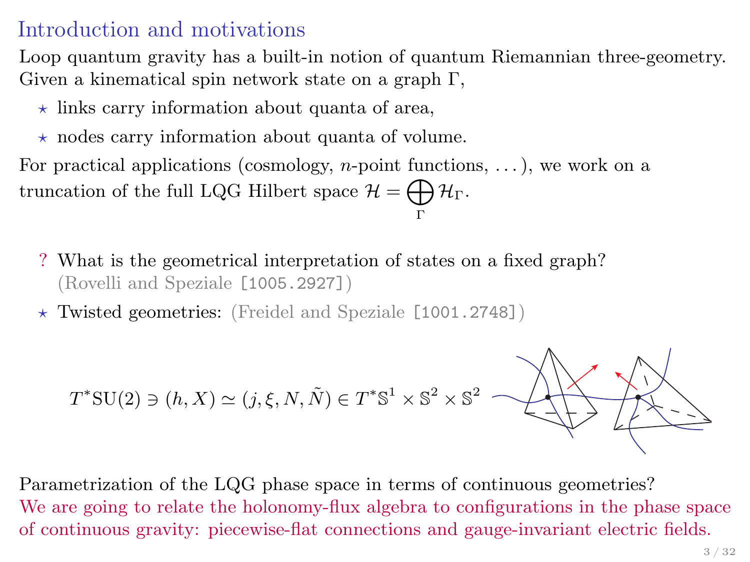## Introduction and motivations

Loop quantum gravity has a built-in notion of quantum Riemannian three-geometry. Given a kinematical spin network state on a graph $\Gamma$,

- ⋆ links carry information about quanta of area,
- ⋆ nodes carry information about quanta of volume.

For practical applications (cosmology, $n$-point functions, ...), we work on a truncation of the full LQG Hilbert space $\mathcal{H} = \bigoplus_{\Gamma} \mathcal{H}_{\Gamma}$.

? What is the geometrical interpretation of states on a fixed graph? (Rovelli and Speziale [1005.2927])

⋆ Twisted geometries: (Freidel and Speziale [1001.2748])

$$T^{*}\mathrm{SU}(2) \ni (h, X) \simeq (j, \xi, N, \tilde{N}) \in T^{*}\mathbb{S}^{1} \times \mathbb{S}^{2} \times \mathbb{S}^{2}$$

Parametrization of the LQG phase space in terms of continuous geometries?
We are going to relate the holonomy-flux algebra to configurations in the phase space of continuous gravity: piecewise-flat connections and gauge-invariant electric fields.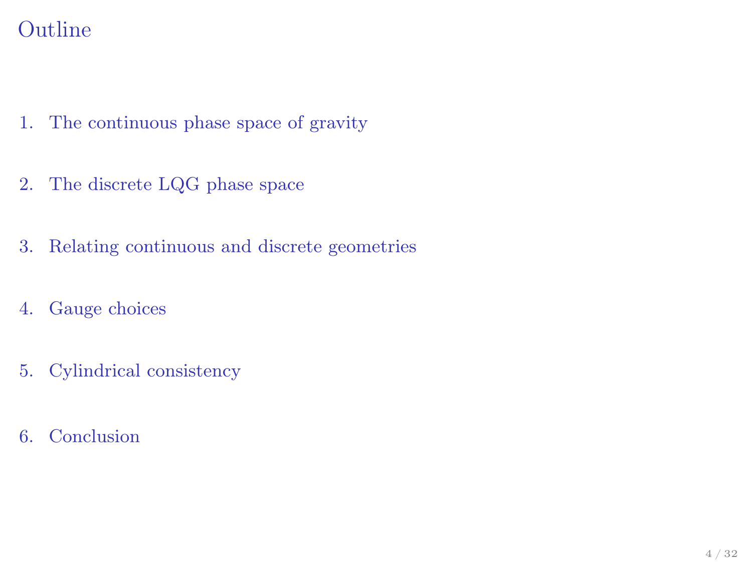# Outline

1. The continuous phase space of gravity
2. The discrete LQG phase space
3. Relating continuous and discrete geometries
4. Gauge choices
5. Cylindrical consistency
6. Conclusion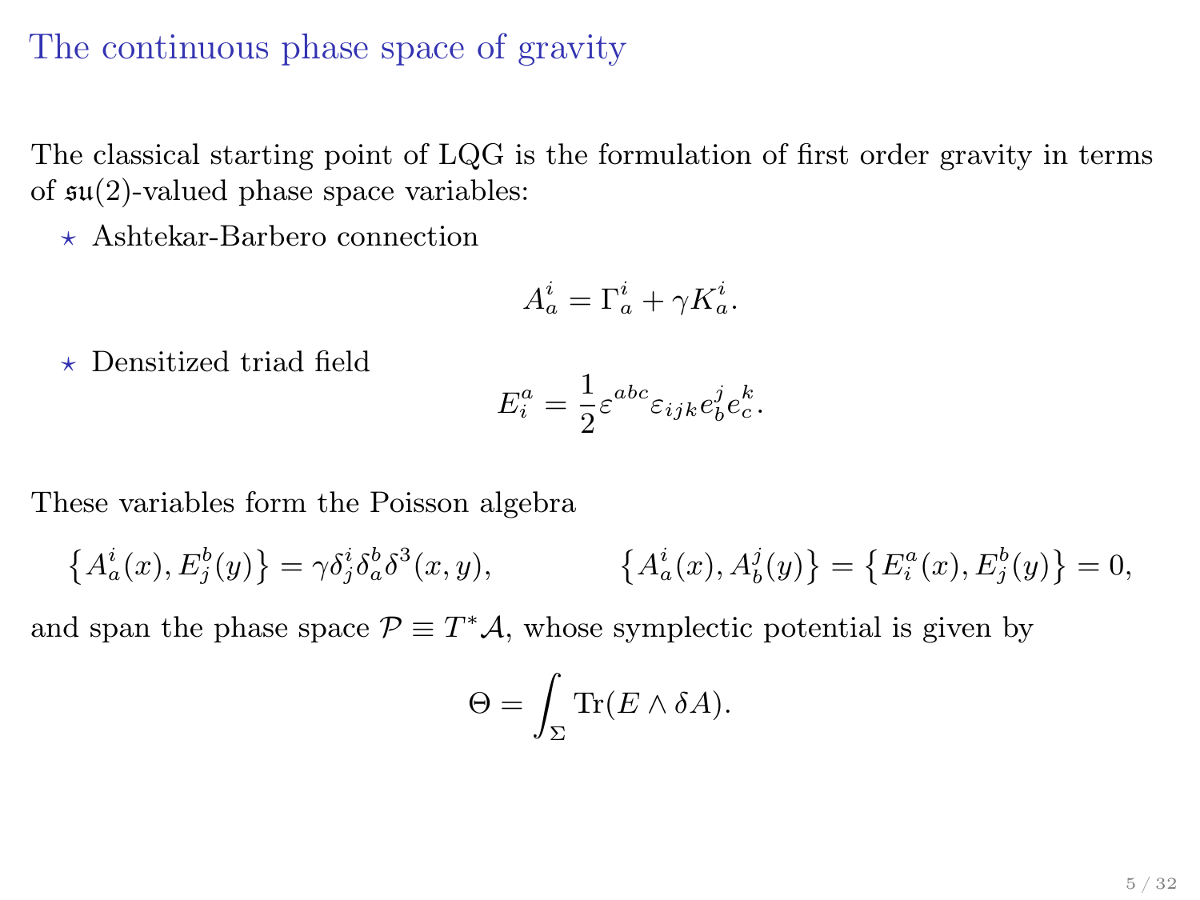## The continuous phase space of gravity

The classical starting point of LQG is the formulation of first order gravity in terms of $\mathfrak{su}(2)$-valued phase space variables:

- ⋆ Ashtekar-Barbero connection

$$A^i_a = \Gamma^i_a + \gamma K^i_a.$$

- ⋆ Densitized triad field

$$E^a_i = \frac{1}{2}\varepsilon^{abc}\varepsilon_{ijk}e^j_b e^k_c.$$

These variables form the Poisson algebra

$$\left\{A^i_a(x), E^b_j(y)\right\} = \gamma\delta^i_j\delta^b_a\delta^3(x,y), \qquad \left\{A^i_a(x), A^j_b(y)\right\} = \left\{E^a_i(x), E^b_j(y)\right\} = 0,$$

and span the phase space $\mathcal{P} \equiv T^*\mathcal{A}$, whose symplectic potential is given by

$$\Theta = \int_\Sigma \mathrm{Tr}(E \wedge \delta A).$$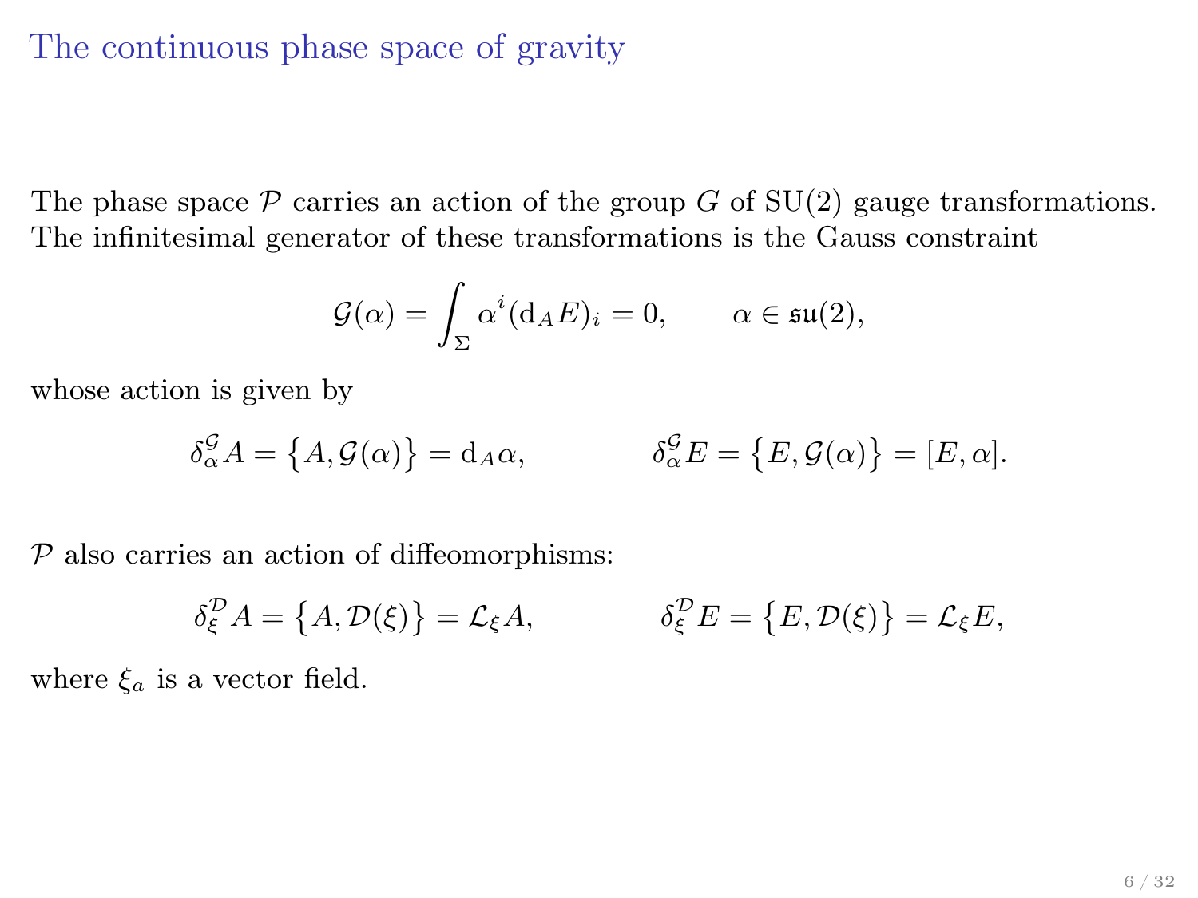# The continuous phase space of gravity

The phase space $\mathcal{P}$ carries an action of the group $G$ of $\mathrm{SU}(2)$ gauge transformations. The infinitesimal generator of these transformations is the Gauss constraint

$$\mathcal{G}(\alpha) = \int_\Sigma \alpha^i (\mathrm{d}_A E)_i = 0, \qquad \alpha \in \mathfrak{su}(2),$$

whose action is given by

$$\delta^{\mathcal{G}}_\alpha A = \left\{A, \mathcal{G}(\alpha)\right\} = \mathrm{d}_A \alpha, \qquad\qquad \delta^{\mathcal{G}}_\alpha E = \left\{E, \mathcal{G}(\alpha)\right\} = [E, \alpha].$$

$\mathcal{P}$ also carries an action of diffeomorphisms:

$$\delta^{\mathcal{D}}_\xi A = \left\{A, \mathcal{D}(\xi)\right\} = \mathcal{L}_\xi A, \qquad\qquad \delta^{\mathcal{D}}_\xi E = \left\{E, \mathcal{D}(\xi)\right\} = \mathcal{L}_\xi E,$$

where $\xi_a$ is a vector field.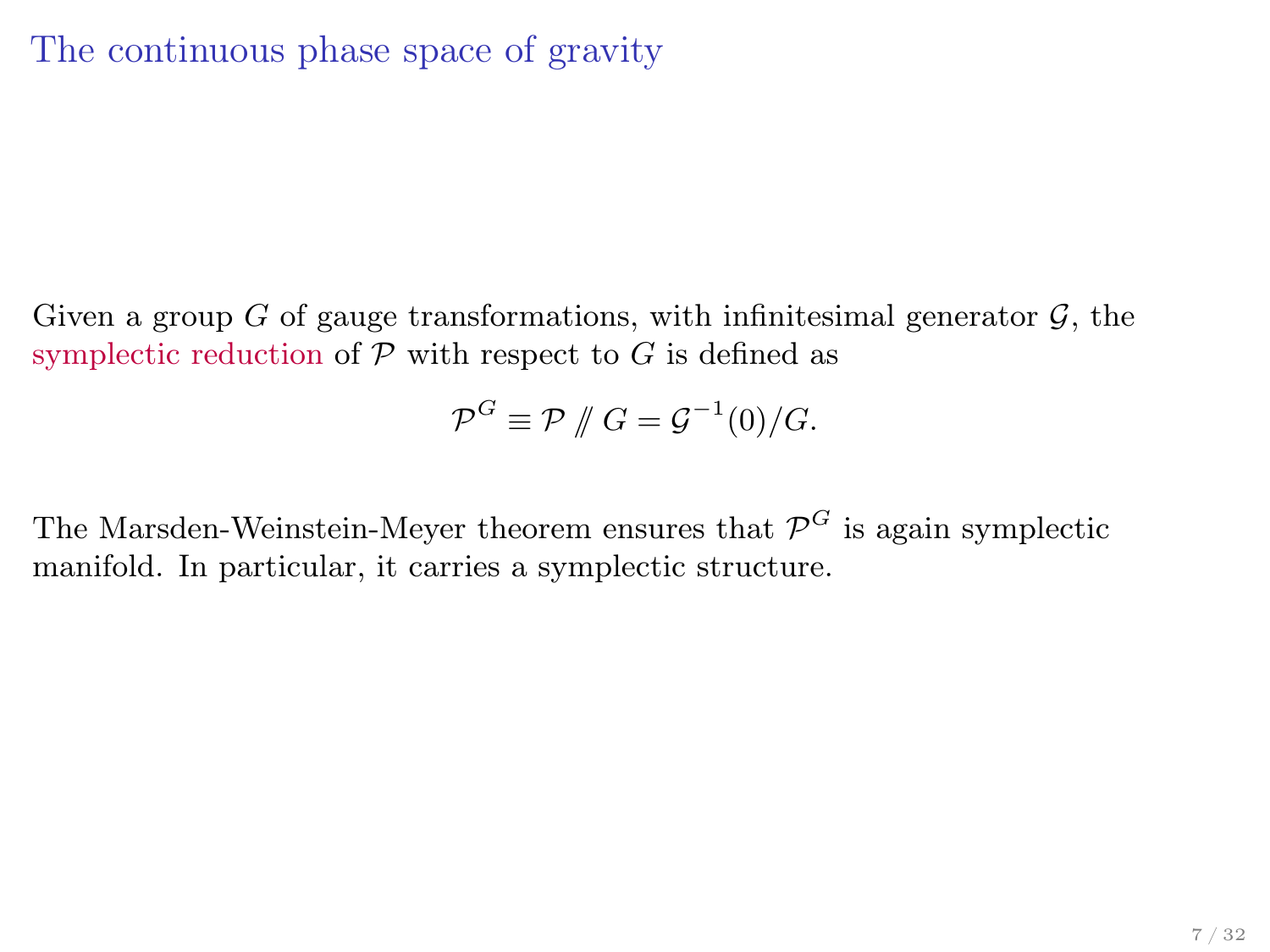# The continuous phase space of gravity

Given a group $G$ of gauge transformations, with infinitesimal generator $\mathcal{G}$, the symplectic reduction of $\mathcal{P}$ with respect to $G$ is defined as

$$\mathcal{P}^G \equiv \mathcal{P} /\!\!/ G = \mathcal{G}^{-1}(0)/G.$$

The Marsden-Weinstein-Meyer theorem ensures that $\mathcal{P}^G$ is again symplectic manifold. In particular, it carries a symplectic structure.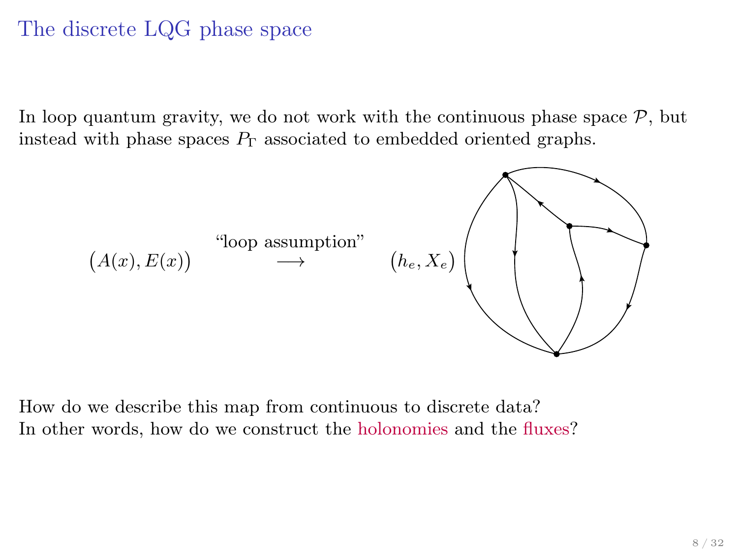# The discrete LQG phase space

In loop quantum gravity, we do not work with the continuous phase space $\mathcal{P}$, but instead with phase spaces $P_\Gamma$ associated to embedded oriented graphs.

$$\big(A(x), E(x)\big) \quad \xrightarrow{\text{“loop assumption”}} \quad \big(h_e, X_e\big)$$

How do we describe this map from continuous to discrete data?
In other words, how do we construct the holonomies and the fluxes?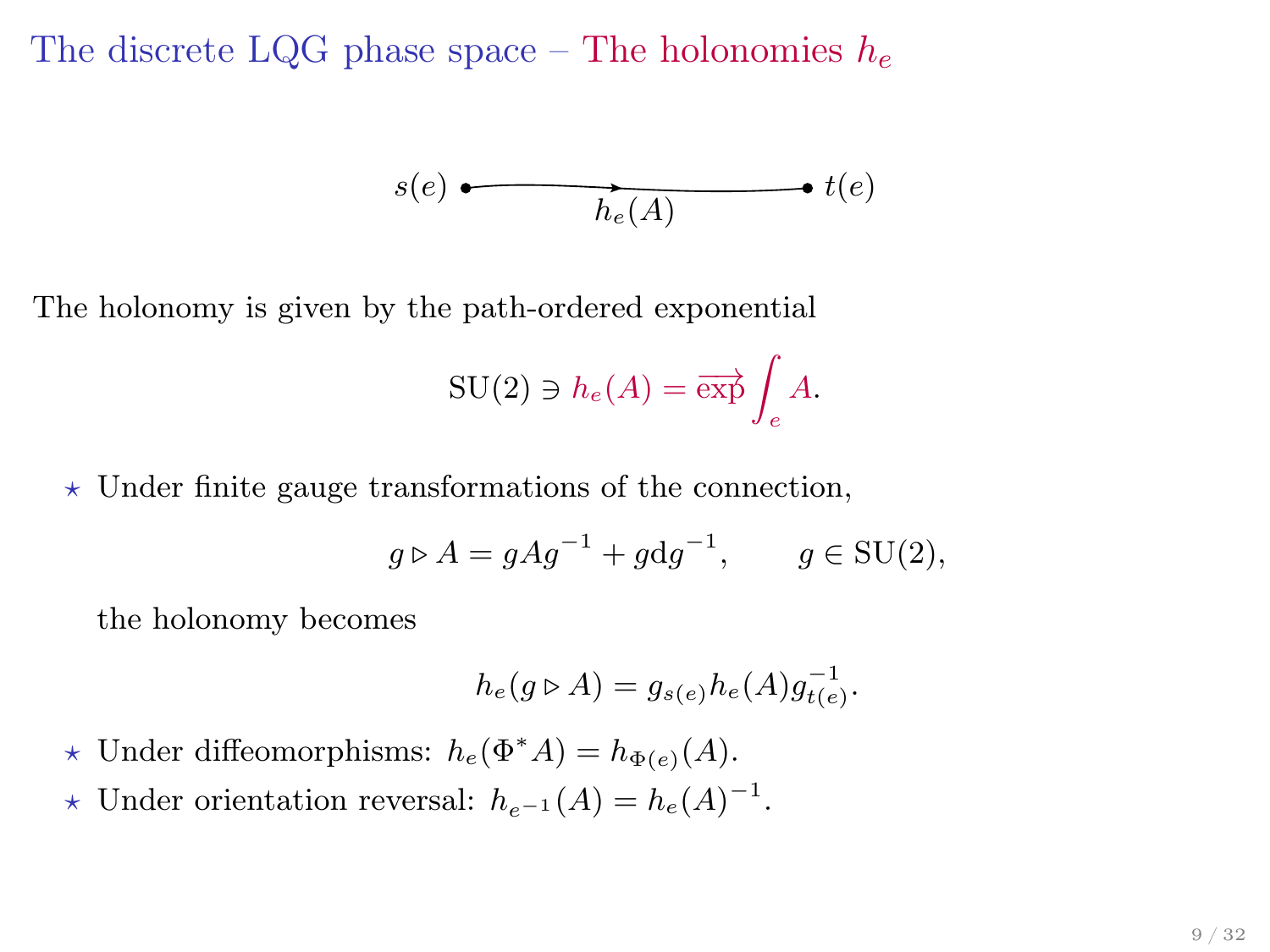# The discrete LQG phase space – The holonomies $h_e$

$s(e)$ • ——— $h_e(A)$ ——— • $t(e)$

The holonomy is given by the path-ordered exponential

$$\mathrm{SU}(2) \ni h_e(A) = \overrightarrow{\exp} \int_e A.$$

- Under finite gauge transformations of the connection,

$$g \triangleright A = gAg^{-1} + g\mathrm{d}g^{-1}, \qquad g \in \mathrm{SU}(2),$$

  the holonomy becomes

$$h_e(g \triangleright A) = g_{s(e)} h_e(A) g_{t(e)}^{-1}.$$

- Under diffeomorphisms: $h_e(\Phi^* A) = h_{\Phi(e)}(A)$.
- Under orientation reversal: $h_{e^{-1}}(A) = h_e(A)^{-1}$.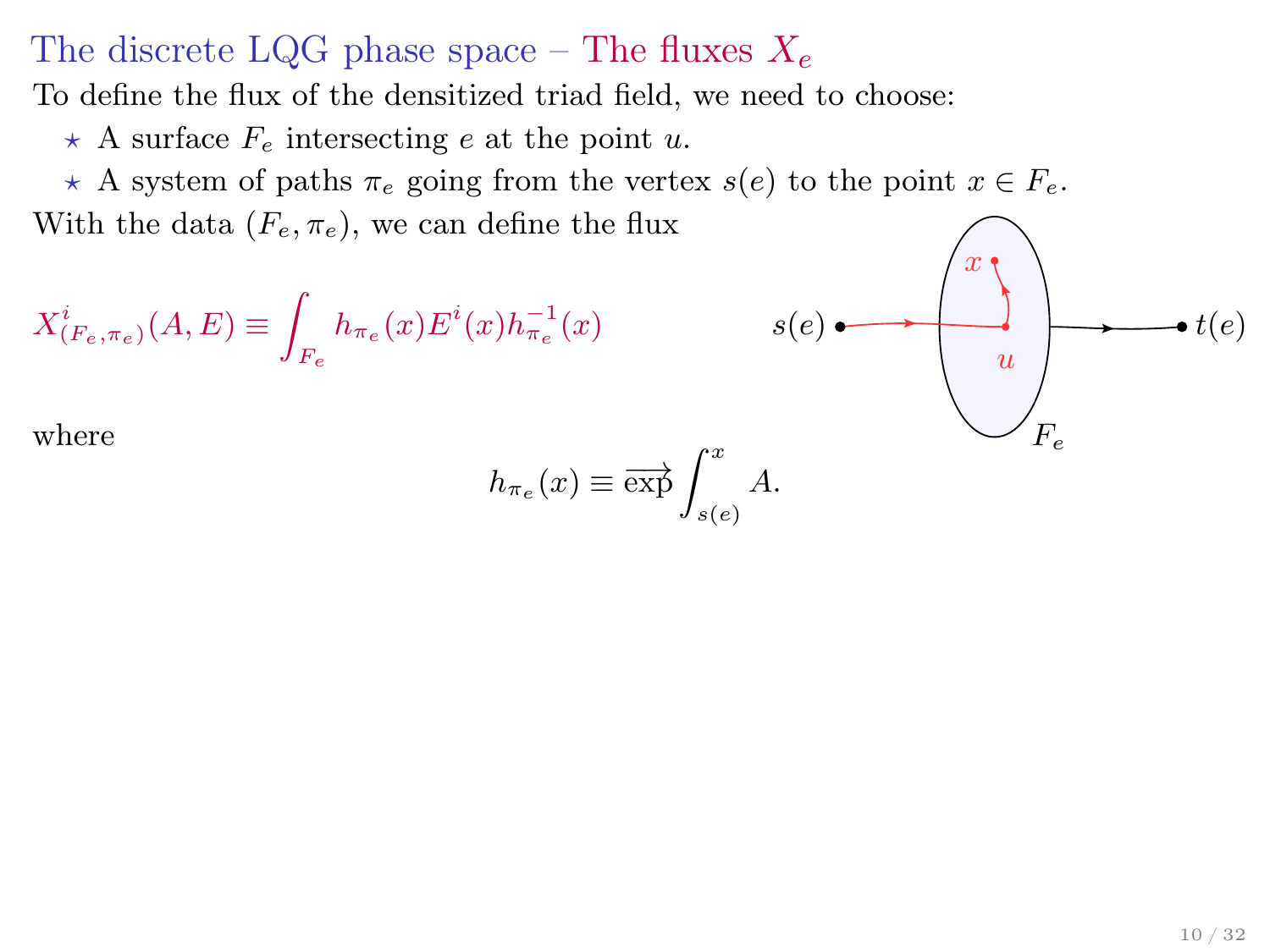## The discrete LQG phase space – The fluxes $X_e$

To define the flux of the densitized triad field, we need to choose:

- ⋆ A surface $F_e$ intersecting $e$ at the point $u$.
- ⋆ A system of paths $\pi_e$ going from the vertex $s(e)$ to the point $x \in F_e$.

With the data $(F_e, \pi_e)$, we can define the flux

$$X^i_{(F_e,\pi_e)}(A,E) \equiv \int_{F_e} h_{\pi_e}(x) E^i(x) h^{-1}_{\pi_e}(x)$$

where

$$h_{\pi_e}(x) \equiv \overrightarrow{\exp} \int_{s(e)}^{x} A.$$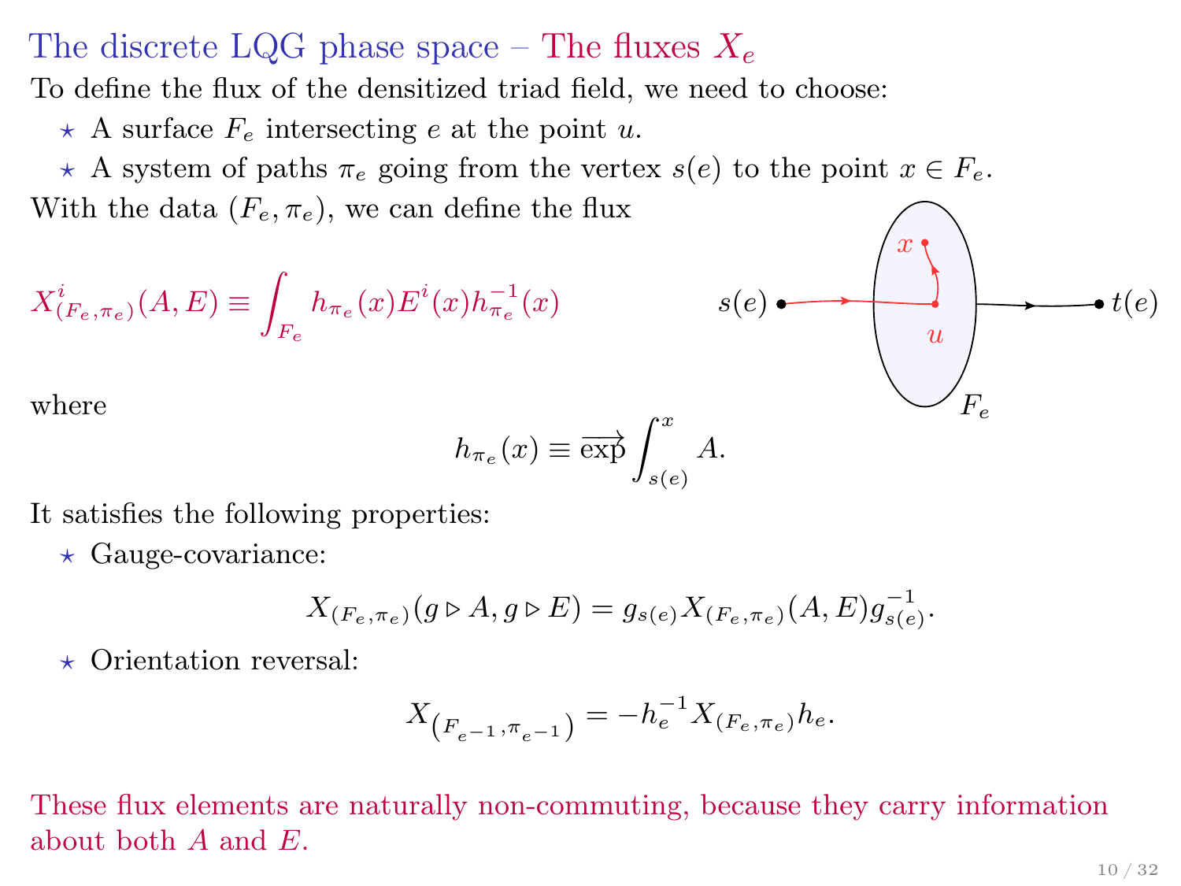# The discrete LQG phase space – The fluxes $X_e$

To define the flux of the densitized triad field, we need to choose:

- ⋆ A surface $F_e$ intersecting $e$ at the point $u$.
- ⋆ A system of paths $\pi_e$ going from the vertex $s(e)$ to the point $x \in F_e$.

With the data $(F_e, \pi_e)$, we can define the flux

$$X^i_{(F_e,\pi_e)}(A,E) \equiv \int_{F_e} h_{\pi_e}(x) E^i(x) h^{-1}_{\pi_e}(x)$$

where

$$h_{\pi_e}(x) \equiv \overrightarrow{\exp} \int_{s(e)}^{x} A.$$

It satisfies the following properties:

- ⋆ Gauge-covariance:

$$X_{(F_e,\pi_e)}(g \triangleright A, g \triangleright E) = g_{s(e)} X_{(F_e,\pi_e)}(A,E) g^{-1}_{s(e)}.$$

- ⋆ Orientation reversal:

$$X_{\left(F_{e^{-1}},\pi_{e^{-1}}\right)} = -h_e^{-1} X_{(F_e,\pi_e)} h_e.$$

These flux elements are naturally non-commuting, because they carry information about both $A$ and $E$.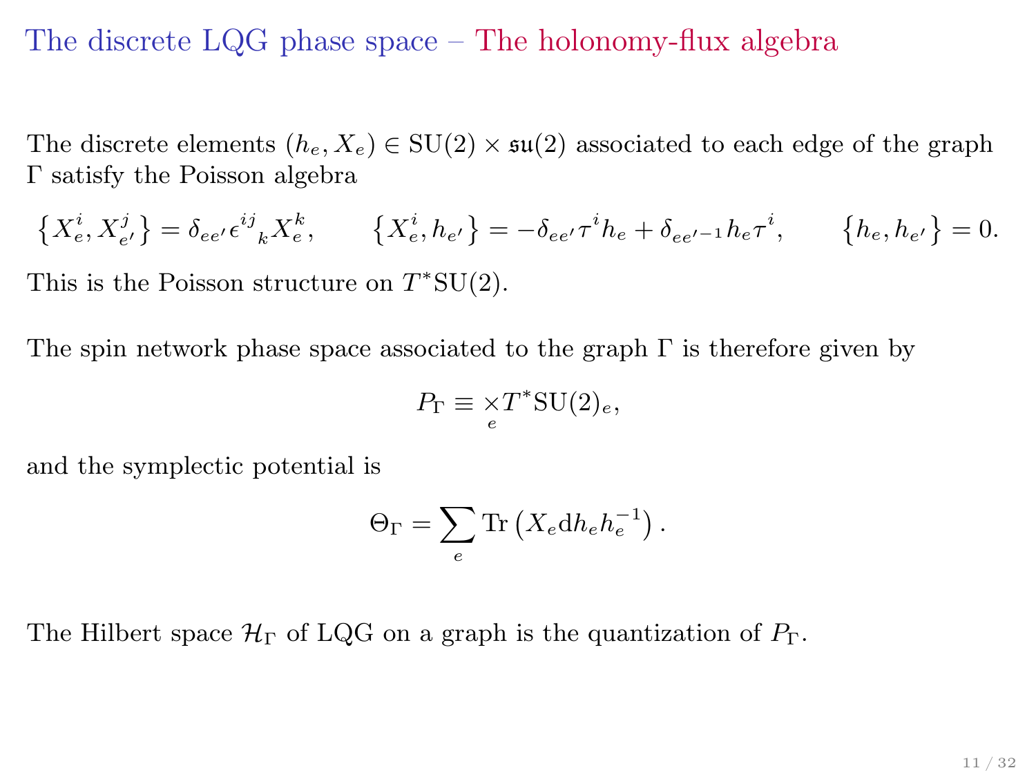# The discrete LQG phase space – The holonomy-flux algebra

The discrete elements $(h_e, X_e) \in \mathrm{SU}(2) \times \mathfrak{su}(2)$ associated to each edge of the graph $\Gamma$ satisfy the Poisson algebra

$$\left\{X^i_e, X^j_{e'}\right\} = \delta_{ee'}\epsilon^{ij}{}_k X^k_e, \qquad \left\{X^i_e, h_{e'}\right\} = -\delta_{ee'}\tau^i h_e + \delta_{ee'^{-1}} h_e \tau^i, \qquad \left\{h_e, h_{e'}\right\} = 0.$$

This is the Poisson structure on $T^*\mathrm{SU}(2)$.

The spin network phase space associated to the graph $\Gamma$ is therefore given by

$$P_\Gamma \equiv \underset{e}{\times} T^*\mathrm{SU}(2)_e,$$

and the symplectic potential is

$$\Theta_\Gamma = \sum_e \mathrm{Tr}\left(X_e \mathrm{d}h_e h_e^{-1}\right).$$

The Hilbert space $\mathcal{H}_\Gamma$ of LQG on a graph is the quantization of $P_\Gamma$.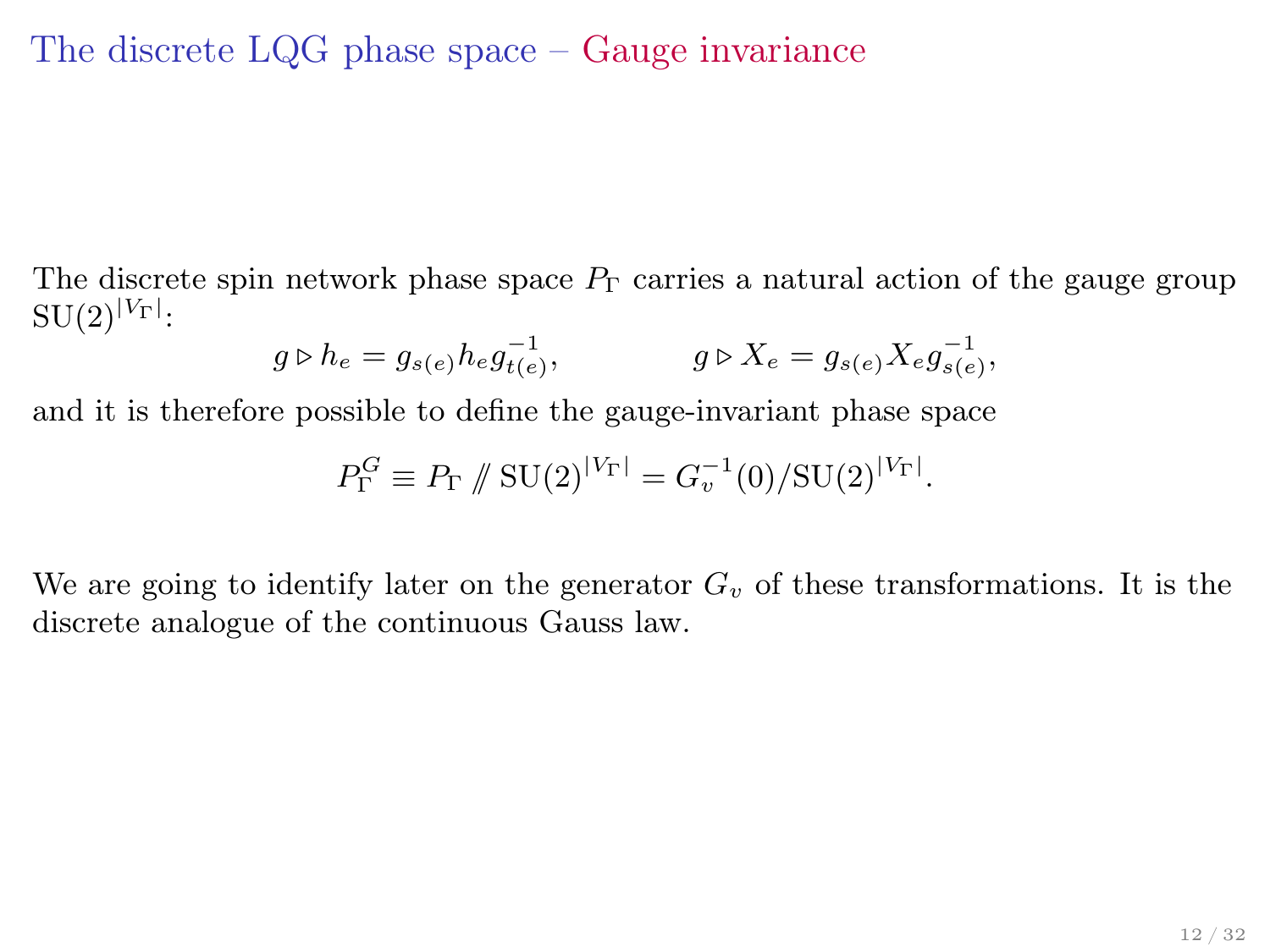# The discrete LQG phase space – Gauge invariance

The discrete spin network phase space $P_\Gamma$ carries a natural action of the gauge group $\mathrm{SU}(2)^{|V_\Gamma|}$:

$$g \triangleright h_e = g_{s(e)} h_e g_{t(e)}^{-1}, \qquad\qquad g \triangleright X_e = g_{s(e)} X_e g_{s(e)}^{-1},$$

and it is therefore possible to define the gauge-invariant phase space

$$P_\Gamma^G \equiv P_\Gamma /\!\!/ \mathrm{SU}(2)^{|V_\Gamma|} = G_v^{-1}(0)/\mathrm{SU}(2)^{|V_\Gamma|}.$$

We are going to identify later on the generator $G_v$ of these transformations. It is the discrete analogue of the continuous Gauss law.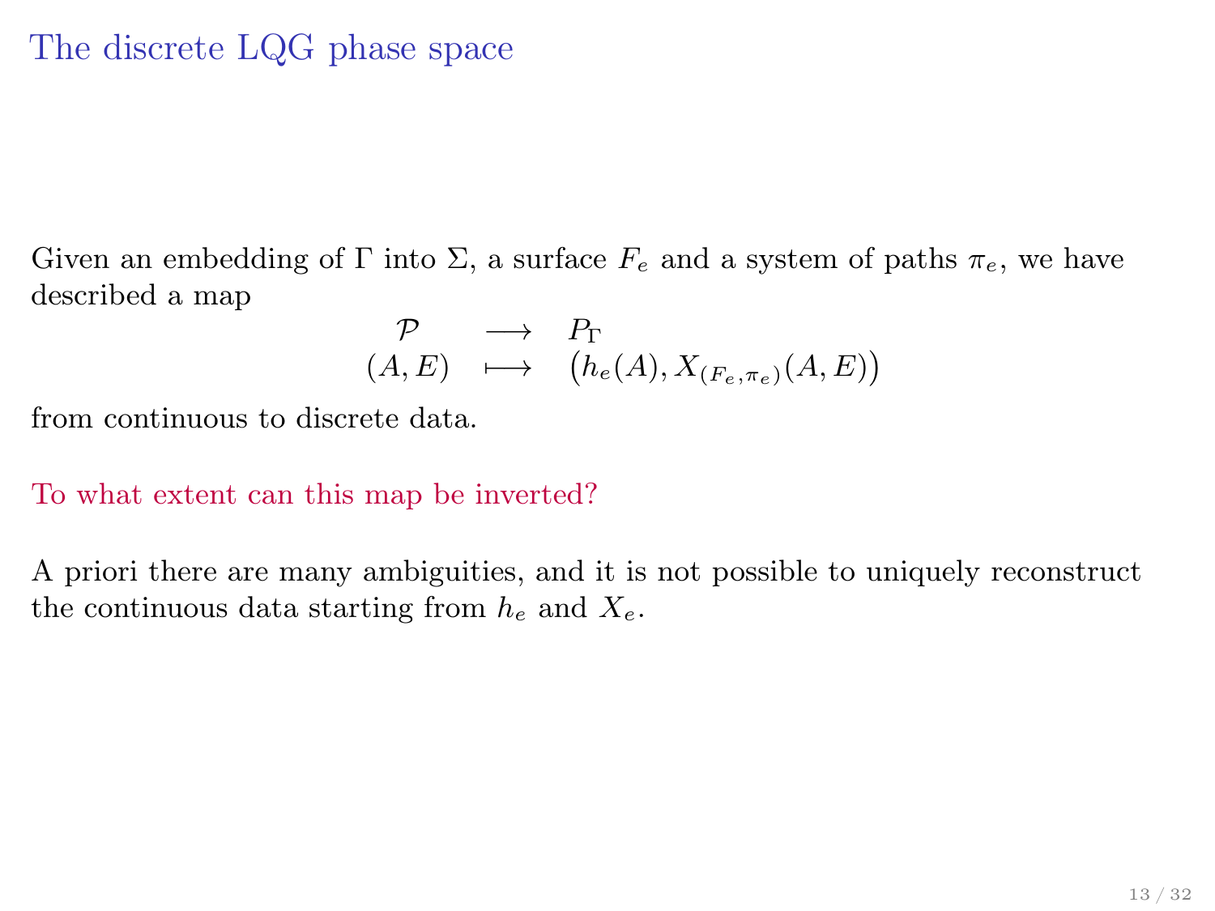# The discrete LQG phase space

Given an embedding of $\Gamma$ into $\Sigma$, a surface $F_e$ and a system of paths $\pi_e$, we have described a map

$$\begin{array}{ccc} \mathcal{P} & \longrightarrow & P_\Gamma \\ (A,E) & \longmapsto & \big(h_e(A), X_{(F_e,\pi_e)}(A,E)\big) \end{array}$$

from continuous to discrete data.

To what extent can this map be inverted?

A priori there are many ambiguities, and it is not possible to uniquely reconstruct the continuous data starting from $h_e$ and $X_e$.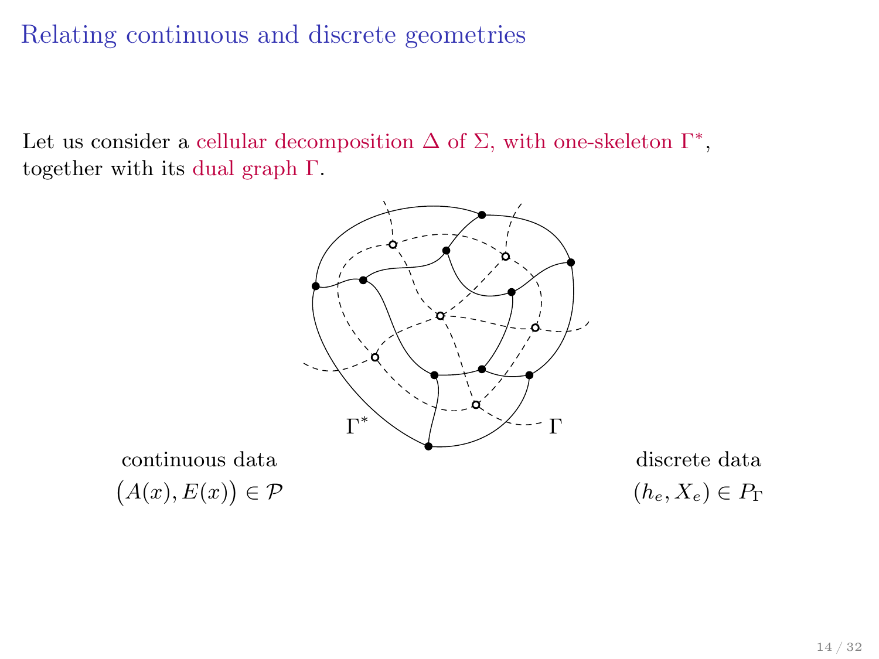# Relating continuous and discrete geometries

Let us consider a cellular decomposition $\Delta$ of $\Sigma$, with one-skeleton $\Gamma^*$, together with its dual graph $\Gamma$.

$\Gamma^*$ $\Gamma$

continuous data

$\big(A(x), E(x)\big) \in \mathcal{P}$

discrete data

$(h_e, X_e) \in P_\Gamma$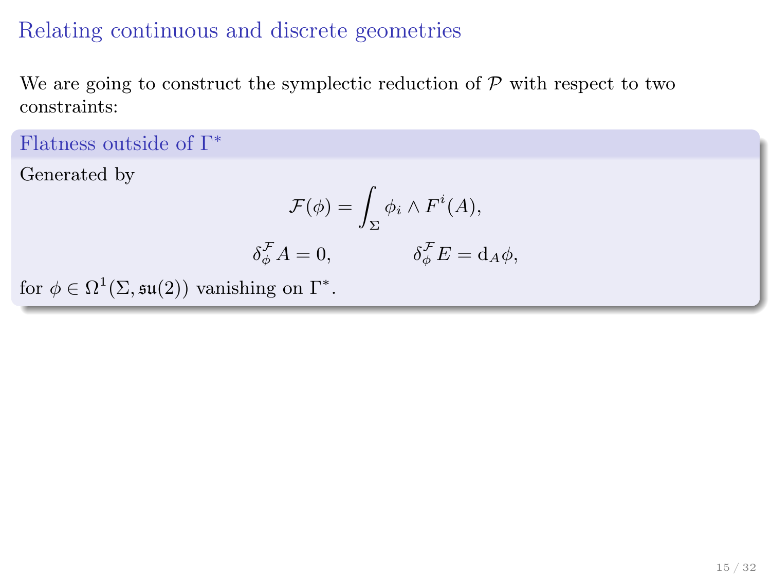# Relating continuous and discrete geometries

We are going to construct the symplectic reduction of $\mathcal{P}$ with respect to two constraints:

### Flatness outside of $\Gamma^*$

Generated by

$$\mathcal{F}(\phi) = \int_\Sigma \phi_i \wedge F^i(A),$$

$$\delta^{\mathcal{F}}_\phi A = 0, \qquad \delta^{\mathcal{F}}_\phi E = \mathrm{d}_A \phi,$$

for $\phi \in \Omega^1(\Sigma, \mathfrak{su}(2))$ vanishing on $\Gamma^*$.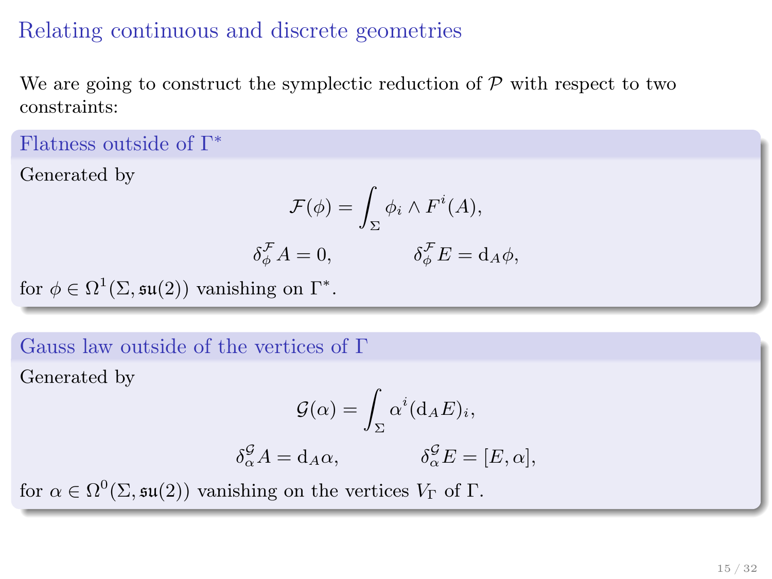# Relating continuous and discrete geometries

We are going to construct the symplectic reduction of $\mathcal{P}$ with respect to two constraints:

### Flatness outside of $\Gamma^*$

Generated by

$$\mathcal{F}(\phi) = \int_\Sigma \phi_i \wedge F^i(A),$$

$$\delta_\phi^\mathcal{F} A = 0, \qquad \delta_\phi^\mathcal{F} E = \mathrm{d}_A \phi,$$

for $\phi \in \Omega^1(\Sigma, \mathfrak{su}(2))$ vanishing on $\Gamma^*$.

### Gauss law outside of the vertices of $\Gamma$

Generated by

$$\mathcal{G}(\alpha) = \int_\Sigma \alpha^i (\mathrm{d}_A E)_i,$$

$$\delta_\alpha^\mathcal{G} A = \mathrm{d}_A \alpha, \qquad \delta_\alpha^\mathcal{G} E = [E, \alpha],$$

for $\alpha \in \Omega^0(\Sigma, \mathfrak{su}(2))$ vanishing on the vertices $V_\Gamma$ of $\Gamma$.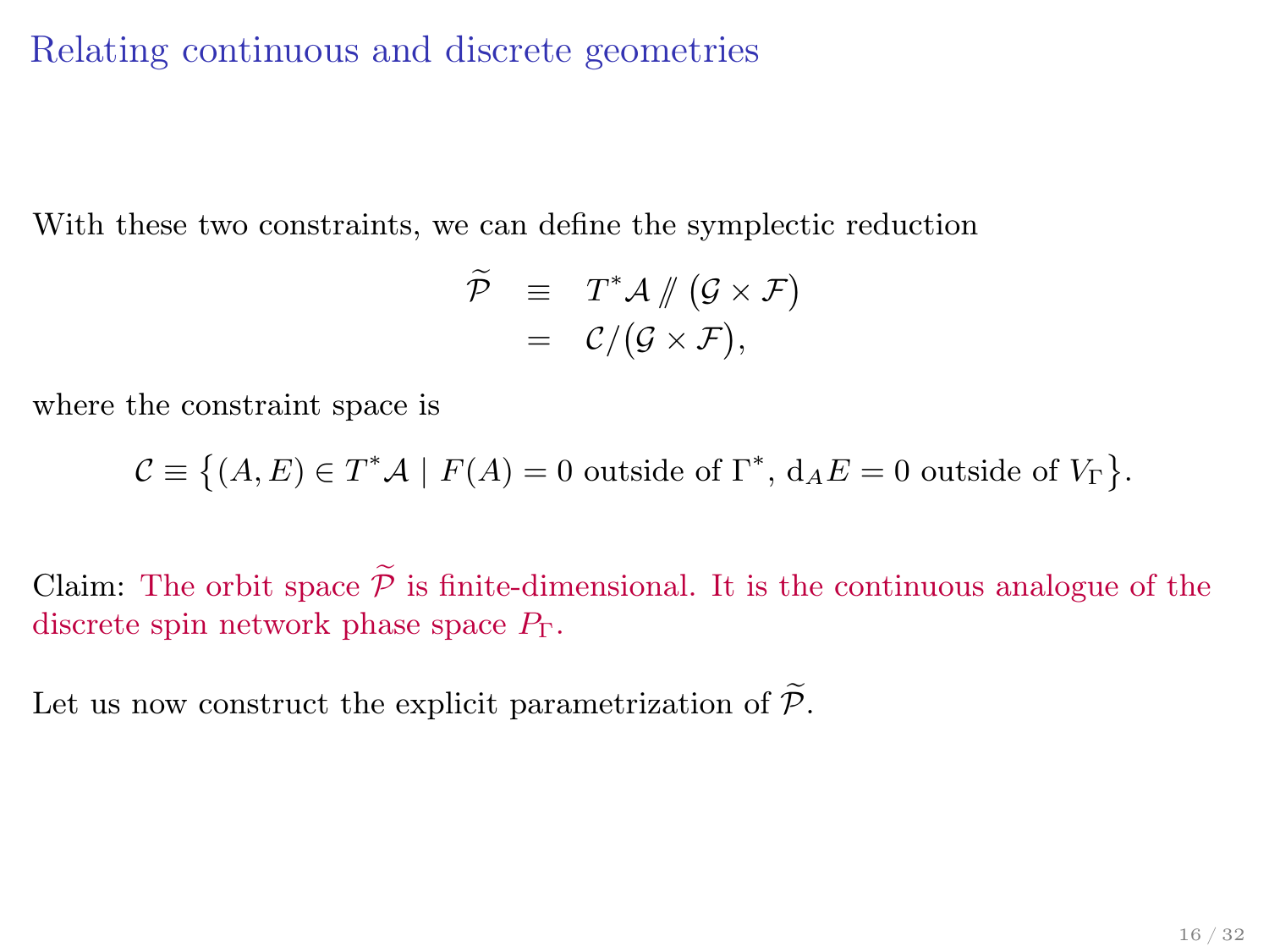# Relating continuous and discrete geometries

With these two constraints, we can define the symplectic reduction

$$
\begin{aligned}
\widetilde{\mathcal{P}} &\equiv T^*\mathcal{A} /\!\!/ \big(\mathcal{G} \times \mathcal{F}\big) \\
&= \mathcal{C}/\big(\mathcal{G} \times \mathcal{F}\big),
\end{aligned}
$$

where the constraint space is

$$
\mathcal{C} \equiv \big\{(A,E) \in T^*\mathcal{A} \mid F(A) = 0 \text{ outside of } \Gamma^*,\, \mathrm{d}_A E = 0 \text{ outside of } V_\Gamma\big\}.
$$

Claim: The orbit space $\widetilde{\mathcal{P}}$ is finite-dimensional. It is the continuous analogue of the discrete spin network phase space $P_\Gamma$.

Let us now construct the explicit parametrization of $\widetilde{\mathcal{P}}$.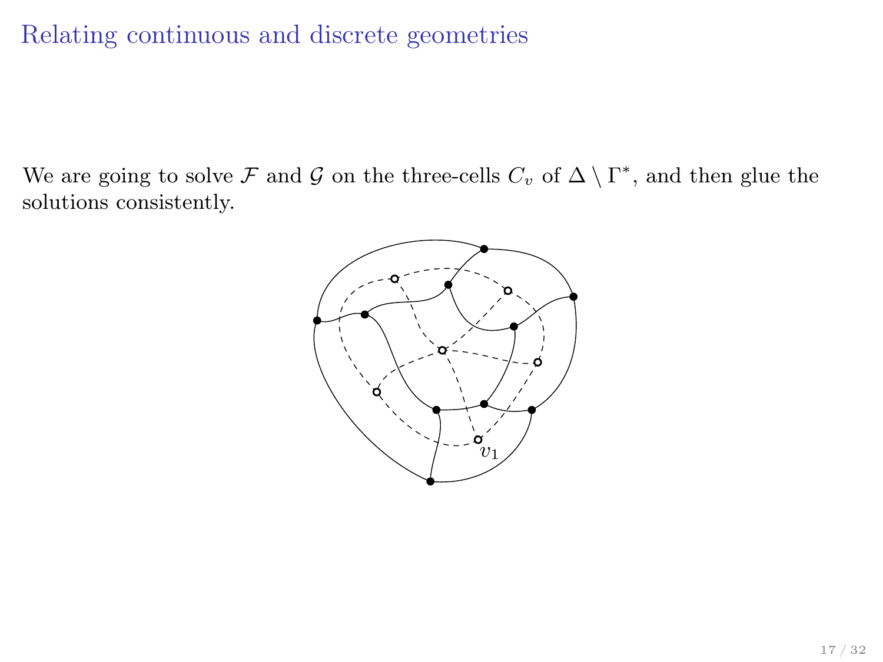# Relating continuous and discrete geometries

We are going to solve $\mathcal{F}$ and $\mathcal{G}$ on the three-cells $C_v$ of $\Delta \setminus \Gamma^*$, and then glue the solutions consistently.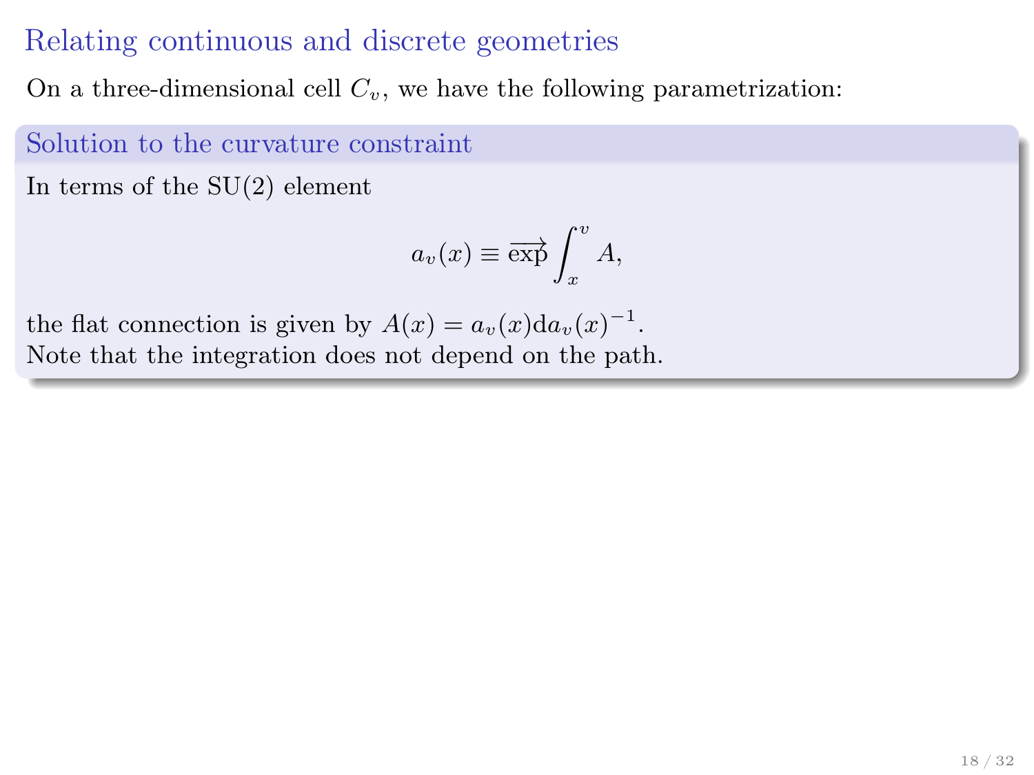# Relating continuous and discrete geometries

On a three-dimensional cell $C_v$, we have the following parametrization:

### Solution to the curvature constraint

In terms of the SU(2) element

$$a_v(x) \equiv \overrightarrow{\exp} \int_x^v A,$$

the flat connection is given by $A(x) = a_v(x)\mathrm{d}a_v(x)^{-1}$.
Note that the integration does not depend on the path.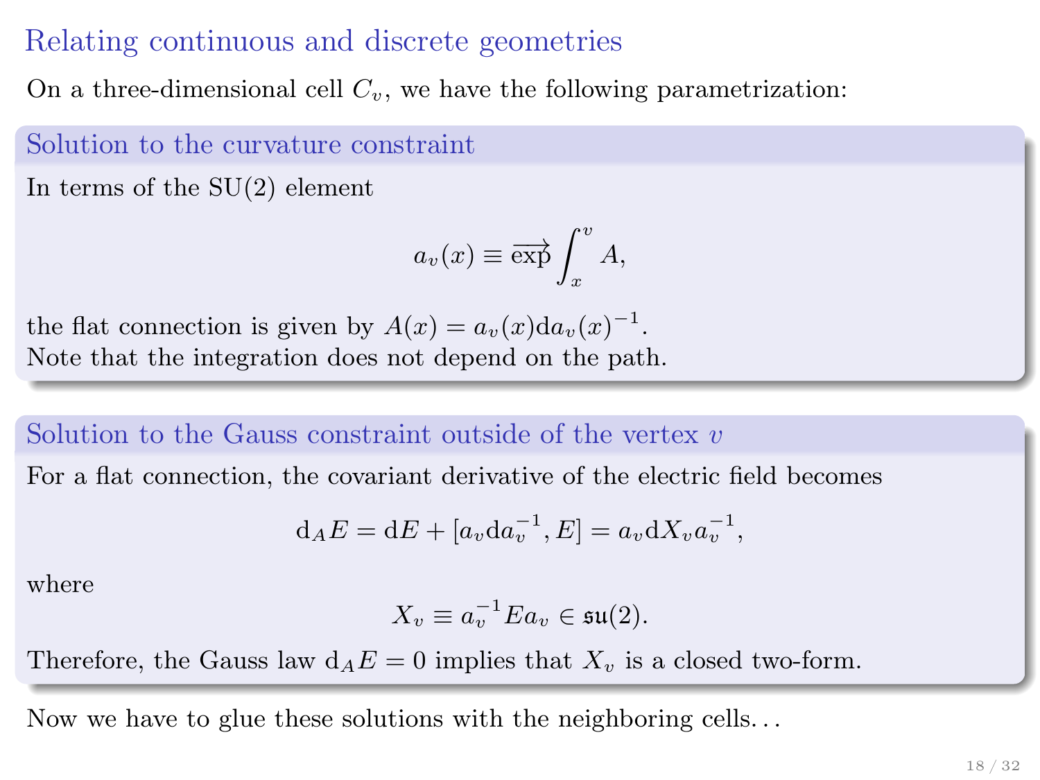# Relating continuous and discrete geometries

On a three-dimensional cell $C_v$, we have the following parametrization:

### Solution to the curvature constraint

In terms of the SU(2) element

$$a_v(x) \equiv \overrightarrow{\exp} \int_x^v A,$$

the flat connection is given by $A(x) = a_v(x) \mathrm{d} a_v(x)^{-1}$.
Note that the integration does not depend on the path.

### Solution to the Gauss constraint outside of the vertex $v$

For a flat connection, the covariant derivative of the electric field becomes

$$\mathrm{d}_A E = \mathrm{d}E + [a_v \mathrm{d} a_v^{-1}, E] = a_v \mathrm{d} X_v a_v^{-1},$$

where

$$X_v \equiv a_v^{-1} E a_v \in \mathfrak{su}(2).$$

Therefore, the Gauss law $\mathrm{d}_A E = 0$ implies that $X_v$ is a closed two-form.

Now we have to glue these solutions with the neighboring cells. . .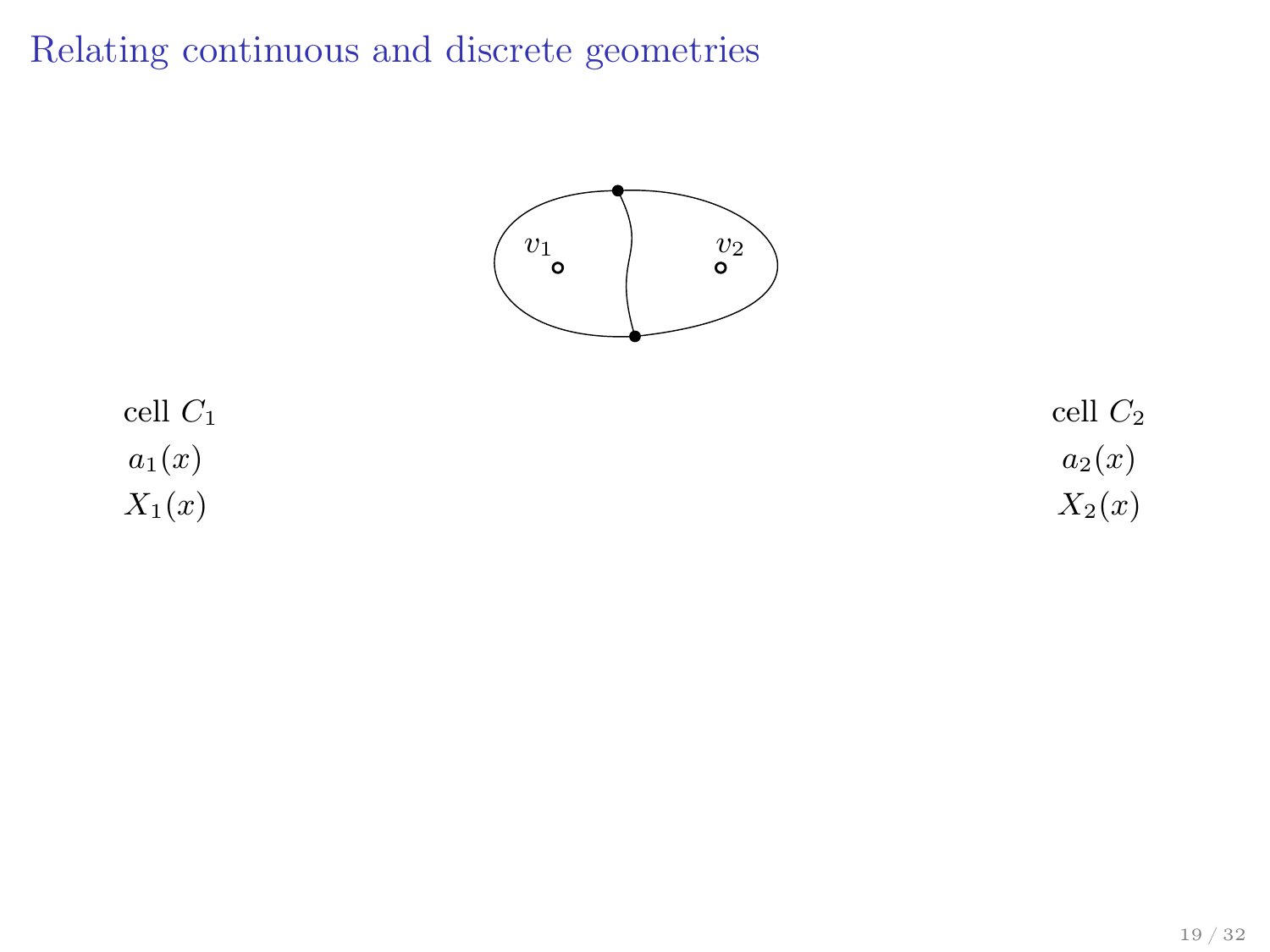# Relating continuous and discrete geometries

$v_1$ $v_2$

cell $C_1$

$a_1(x)$

$X_1(x)$

cell $C_2$

$a_2(x)$

$X_2(x)$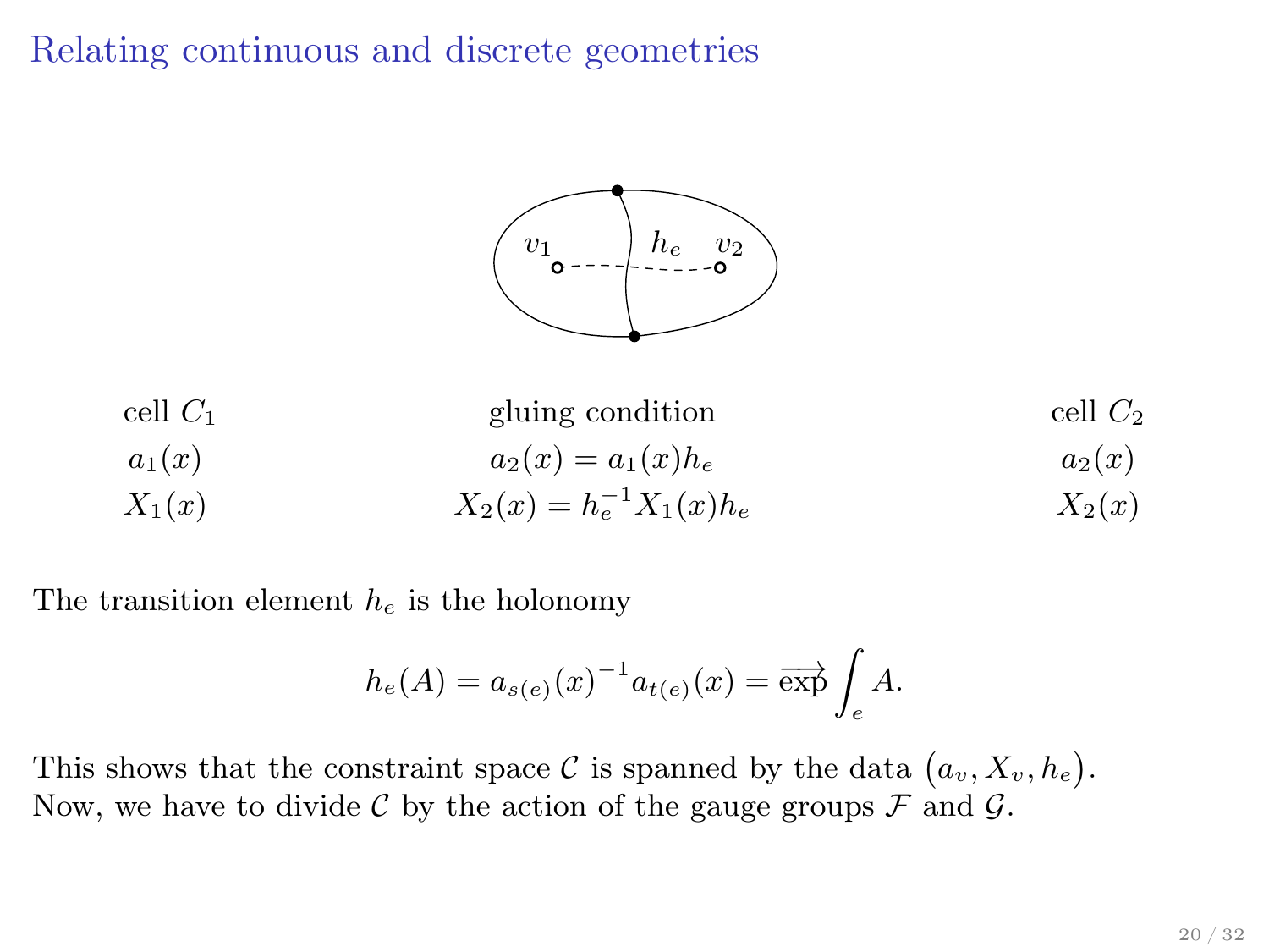## Relating continuous and discrete geometries

| cell $C_1$ | gluing condition | cell $C_2$ |
| --- | --- | --- |
| $a_1(x)$ | $a_2(x) = a_1(x)h_e$ | $a_2(x)$ |
| $X_1(x)$ | $X_2(x) = h_e^{-1}X_1(x)h_e$ | $X_2(x)$ |

The transition element $h_e$ is the holonomy

$$h_e(A) = a_{s(e)}(x)^{-1}a_{t(e)}(x) = \overrightarrow{\exp}\int_e A.$$

This shows that the constraint space $\mathcal{C}$ is spanned by the data $\big(a_v, X_v, h_e\big)$.
Now, we have to divide $\mathcal{C}$ by the action of the gauge groups $\mathcal{F}$ and $\mathcal{G}$.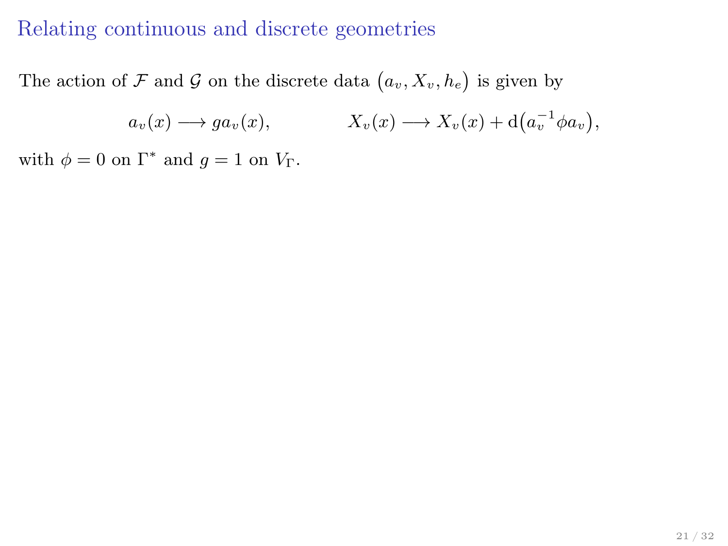# Relating continuous and discrete geometries

The action of $\mathcal{F}$ and $\mathcal{G}$ on the discrete data $\big(a_v, X_v, h_e\big)$ is given by

$$a_v(x) \longrightarrow g a_v(x), \qquad\qquad X_v(x) \longrightarrow X_v(x) + \mathrm{d}\big(a_v^{-1} \phi a_v\big),$$

with $\phi = 0$ on $\Gamma^*$ and $g = 1$ on $V_\Gamma$.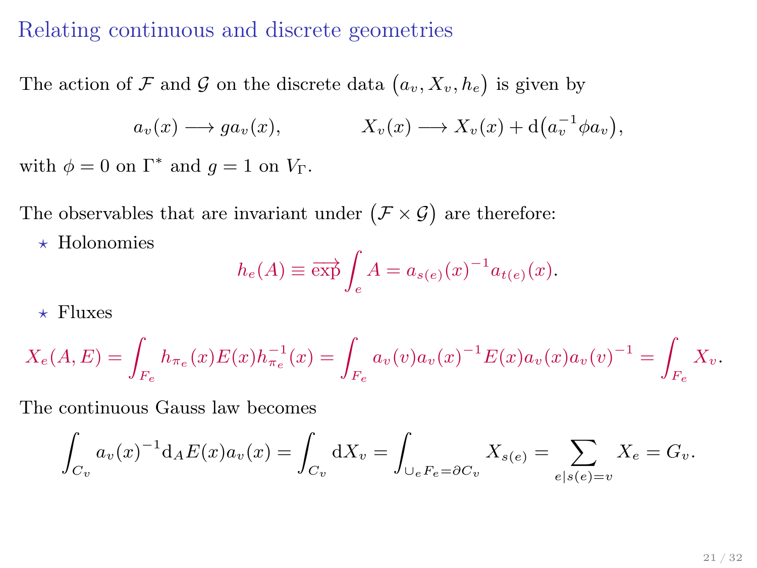# Relating continuous and discrete geometries

The action of $\mathcal{F}$ and $\mathcal{G}$ on the discrete data $\big(a_v, X_v, h_e\big)$ is given by

$$a_v(x) \longrightarrow g a_v(x), \qquad\qquad X_v(x) \longrightarrow X_v(x) + \mathrm{d}\big(a_v^{-1}\phi a_v\big),$$

with $\phi = 0$ on $\Gamma^*$ and $g = 1$ on $V_\Gamma$.

The observables that are invariant under $\big(\mathcal{F} \times \mathcal{G}\big)$ are therefore:

- ⋆ Holonomies

$$h_e(A) \equiv \overrightarrow{\exp}\int_e A = a_{s(e)}(x)^{-1} a_{t(e)}(x).$$

- ⋆ Fluxes

$$X_e(A,E) = \int_{F_e} h_{\pi_e}(x) E(x) h_{\pi_e}^{-1}(x) = \int_{F_e} a_v(v) a_v(x)^{-1} E(x) a_v(x) a_v(v)^{-1} = \int_{F_e} X_v.$$

The continuous Gauss law becomes

$$\int_{C_v} a_v(x)^{-1} \mathrm{d}_A E(x) a_v(x) = \int_{C_v} \mathrm{d}X_v = \int_{\cup_e F_e = \partial C_v} X_{s(e)} = \sum_{e|s(e)=v} X_e = G_v.$$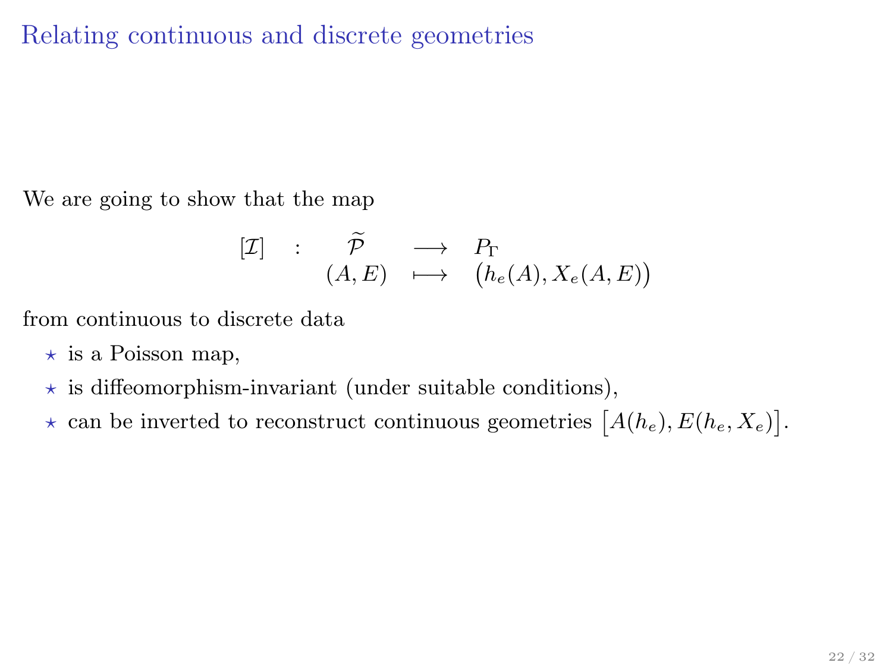# Relating continuous and discrete geometries

We are going to show that the map

$$
\begin{array}{rccl}
[\mathcal{I}] & : & \widetilde{\mathcal{P}} & \longrightarrow & P_\Gamma \\
& & (A,E) & \longmapsto & \big(h_e(A), X_e(A,E)\big)
\end{array}
$$

from continuous to discrete data

- ⋆ is a Poisson map,
- ⋆ is diffeomorphism-invariant (under suitable conditions),
- ⋆ can be inverted to reconstruct continuous geometries $\big[A(h_e), E(h_e, X_e)\big]$.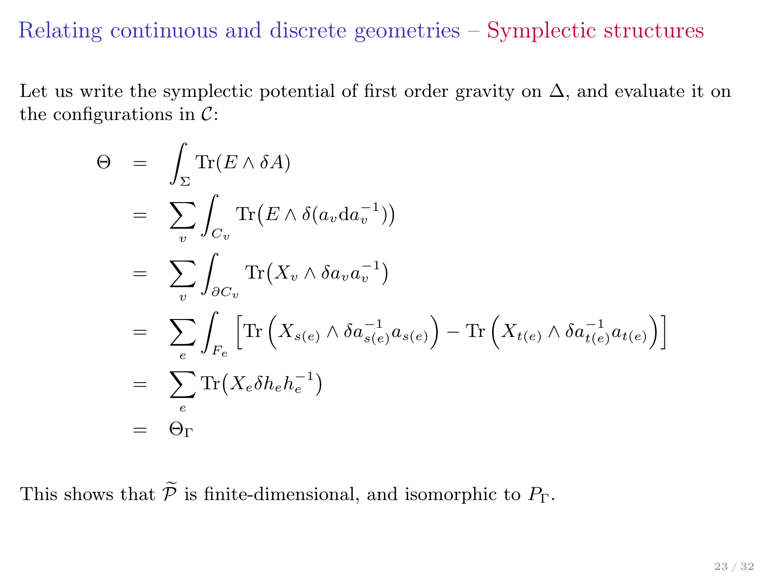## Relating continuous and discrete geometries – Symplectic structures

Let us write the symplectic potential of first order gravity on $\Delta$, and evaluate it on the configurations in $\mathcal{C}$:

$$
\begin{aligned}
\Theta &= \int_\Sigma \mathrm{Tr}(E \wedge \delta A) \\
&= \sum_v \int_{C_v} \mathrm{Tr}\big(E \wedge \delta(a_v \mathrm{d} a_v^{-1})\big) \\
&= \sum_v \int_{\partial C_v} \mathrm{Tr}\big(X_v \wedge \delta a_v a_v^{-1}\big) \\
&= \sum_e \int_{F_e} \Big[\mathrm{Tr}\Big(X_{s(e)} \wedge \delta a_{s(e)}^{-1} a_{s(e)}\Big) - \mathrm{Tr}\Big(X_{t(e)} \wedge \delta a_{t(e)}^{-1} a_{t(e)}\Big)\Big] \\
&= \sum_e \mathrm{Tr}\big(X_e \delta h_e h_e^{-1}\big) \\
&= \Theta_\Gamma
\end{aligned}
$$

This shows that $\widetilde{\mathcal{P}}$ is finite-dimensional, and isomorphic to $P_\Gamma$.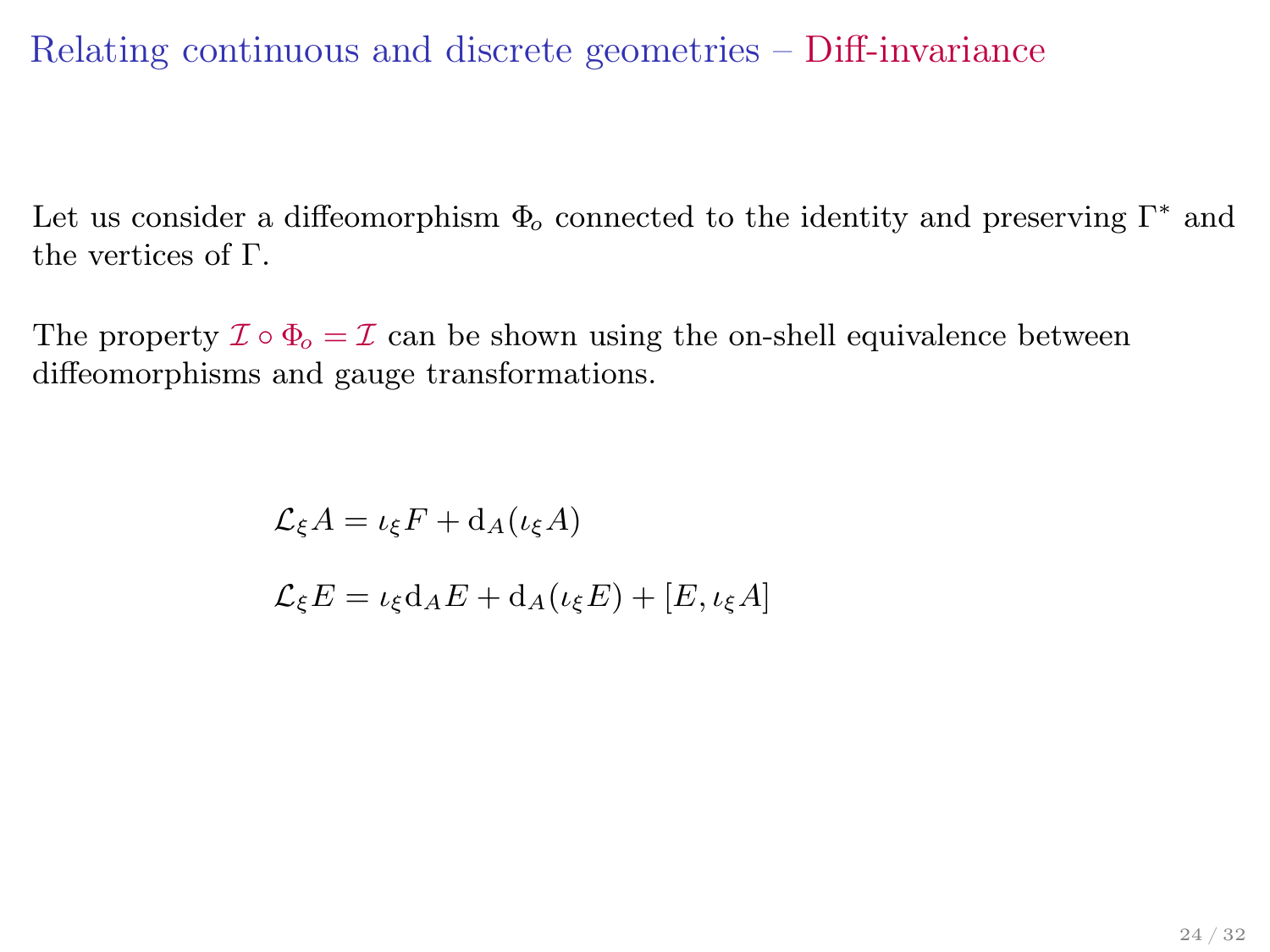## Relating continuous and discrete geometries – Diff-invariance

Let us consider a diffeomorphism $\Phi_o$ connected to the identity and preserving $\Gamma^*$ and the vertices of $\Gamma$.

The property $\mathcal{I} \circ \Phi_o = \mathcal{I}$ can be shown using the on-shell equivalence between diffeomorphisms and gauge transformations.

$$\mathcal{L}_\xi A = \iota_\xi F + \mathrm{d}_A(\iota_\xi A)$$

$$\mathcal{L}_\xi E = \iota_\xi \mathrm{d}_A E + \mathrm{d}_A(\iota_\xi E) + [E, \iota_\xi A]$$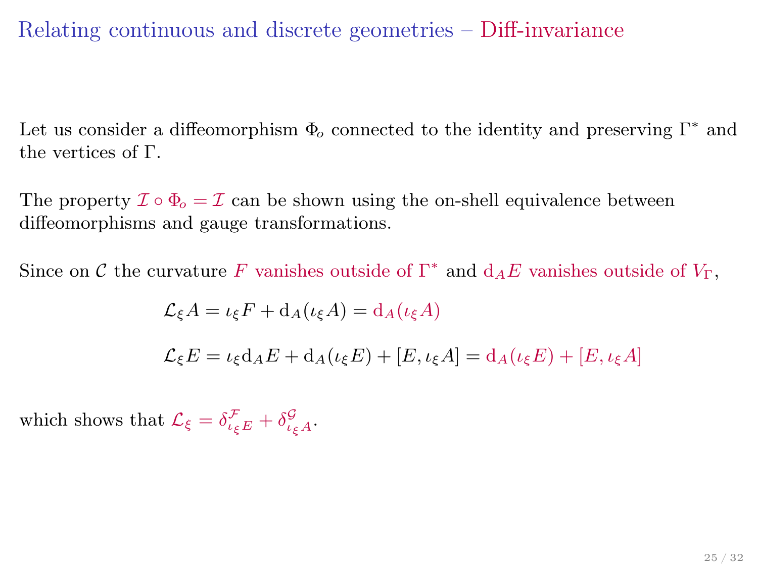# Relating continuous and discrete geometries – Diff-invariance

Let us consider a diffeomorphism $\Phi_o$ connected to the identity and preserving $\Gamma^*$ and the vertices of $\Gamma$.

The property $\mathcal{I} \circ \Phi_o = \mathcal{I}$ can be shown using the on-shell equivalence between diffeomorphisms and gauge transformations.

Since on $\mathcal{C}$ the curvature $F$ vanishes outside of $\Gamma^*$ and $\mathrm{d}_A E$ vanishes outside of $V_\Gamma$,

$$\mathcal{L}_\xi A = \iota_\xi F + \mathrm{d}_A(\iota_\xi A) = \mathrm{d}_A(\iota_\xi A)$$

$$\mathcal{L}_\xi E = \iota_\xi \mathrm{d}_A E + \mathrm{d}_A(\iota_\xi E) + [E, \iota_\xi A] = \mathrm{d}_A(\iota_\xi E) + [E, \iota_\xi A]$$

which shows that $\mathcal{L}_\xi = \delta^{\mathcal{F}}_{\iota_\xi E} + \delta^{\mathcal{G}}_{\iota_\xi A}$.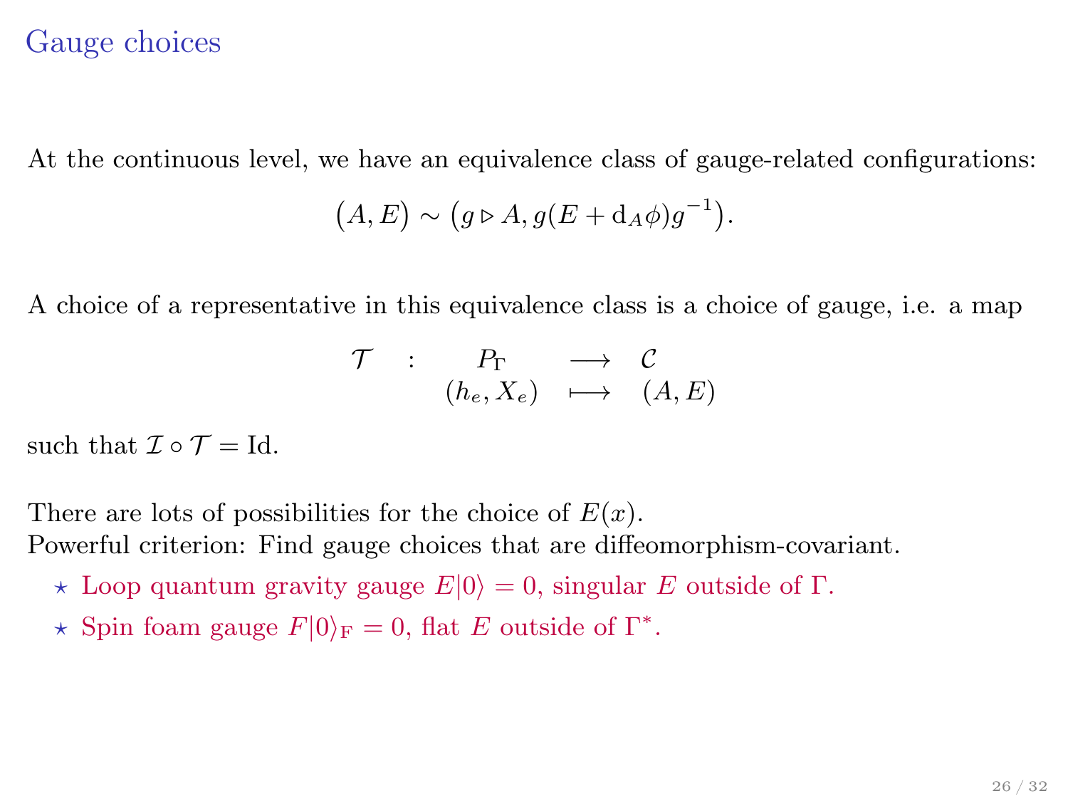# Gauge choices

At the continuous level, we have an equivalence class of gauge-related configurations:

$$\big(A, E\big) \sim \big(g \triangleright A, g(E + \mathrm{d}_A \phi) g^{-1}\big).$$

A choice of a representative in this equivalence class is a choice of gauge, i.e. a map

$$\begin{array}{cccc} \mathcal{T} & : & P_\Gamma & \longrightarrow & \mathcal{C} \\ & & (h_e, X_e) & \longmapsto & (A, E) \end{array}$$

such that $\mathcal{I} \circ \mathcal{T} = \mathrm{Id}$.

There are lots of possibilities for the choice of $E(x)$.
Powerful criterion: Find gauge choices that are diffeomorphism-covariant.

- ⋆ Loop quantum gravity gauge $E|0\rangle = 0$, singular $E$ outside of $\Gamma$.
- ⋆ Spin foam gauge $F|0\rangle_{\mathrm{F}} = 0$, flat $E$ outside of $\Gamma^*$.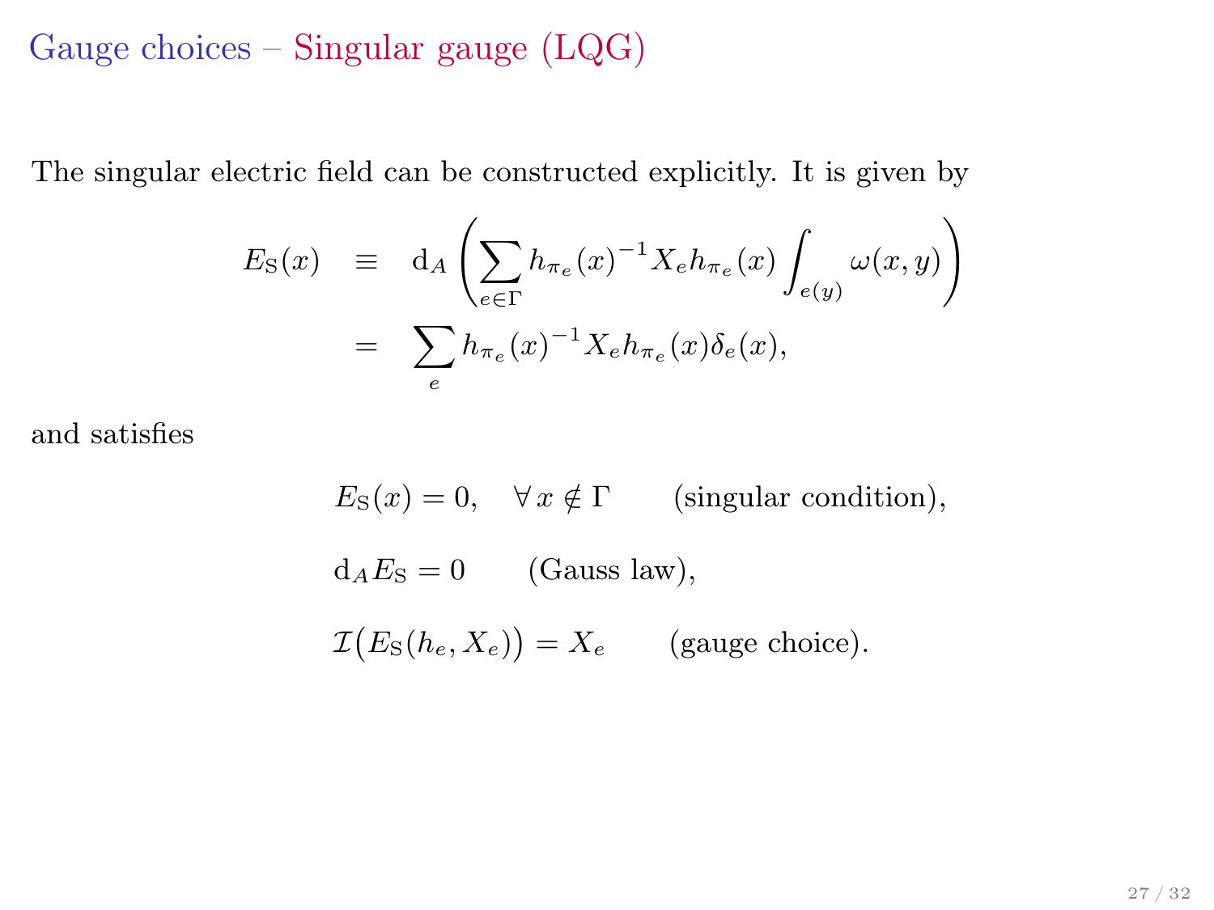## Gauge choices – Singular gauge (LQG)

The singular electric field can be constructed explicitly. It is given by

$$
\begin{aligned}
E_{\mathrm{S}}(x) &\equiv \mathrm{d}_A \left( \sum_{e\in\Gamma} h_{\pi_e}(x)^{-1} X_e h_{\pi_e}(x) \int_{e(y)} \omega(x,y) \right) \\
&= \sum_{e} h_{\pi_e}(x)^{-1} X_e h_{\pi_e}(x) \delta_e(x),
\end{aligned}
$$

and satisfies

$$E_{\mathrm{S}}(x) = 0, \quad \forall\, x \notin \Gamma \qquad \text{(singular condition)},$$

$$\mathrm{d}_A E_{\mathrm{S}} = 0 \qquad \text{(Gauss law)},$$

$$\mathcal{I}\big(E_{\mathrm{S}}(h_e, X_e)\big) = X_e \qquad \text{(gauge choice)}.$$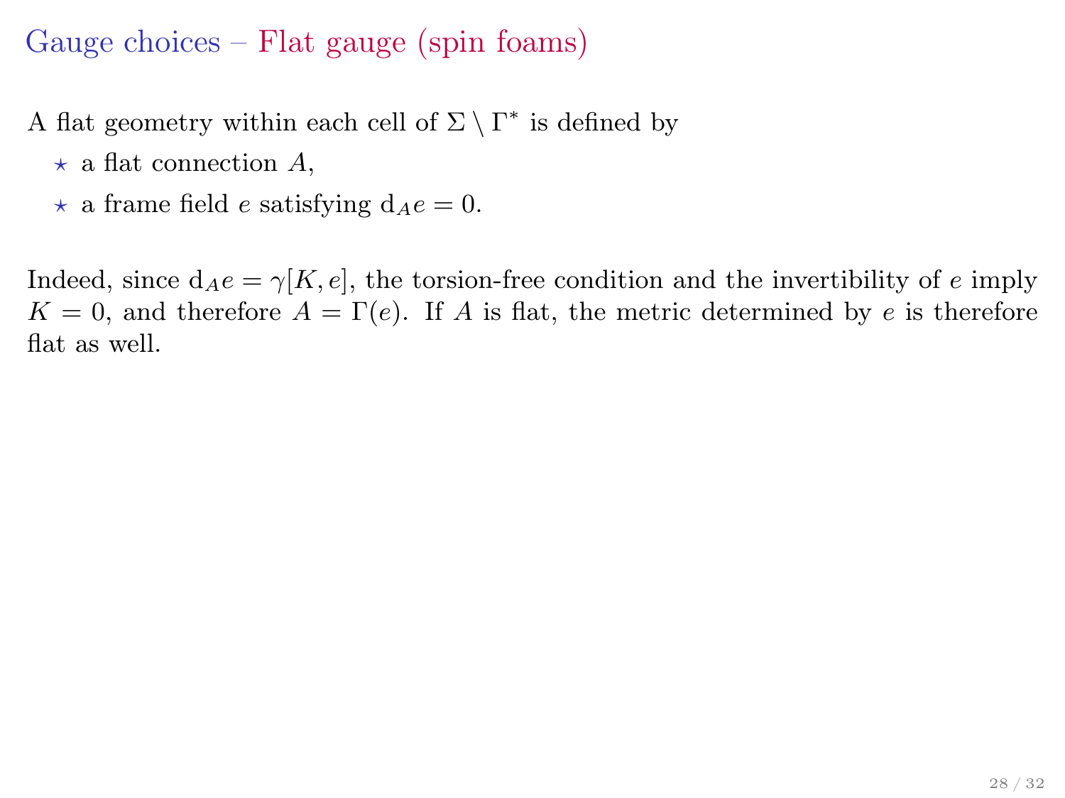# Gauge choices – Flat gauge (spin foams)

A flat geometry within each cell of $\Sigma \setminus \Gamma^*$ is defined by

- ⋆ a flat connection $A$,
- ⋆ a frame field $e$ satisfying $\mathrm{d}_A e = 0$.

Indeed, since $\mathrm{d}_A e = \gamma[K, e]$, the torsion-free condition and the invertibility of $e$ imply $K = 0$, and therefore $A = \Gamma(e)$. If $A$ is flat, the metric determined by $e$ is therefore flat as well.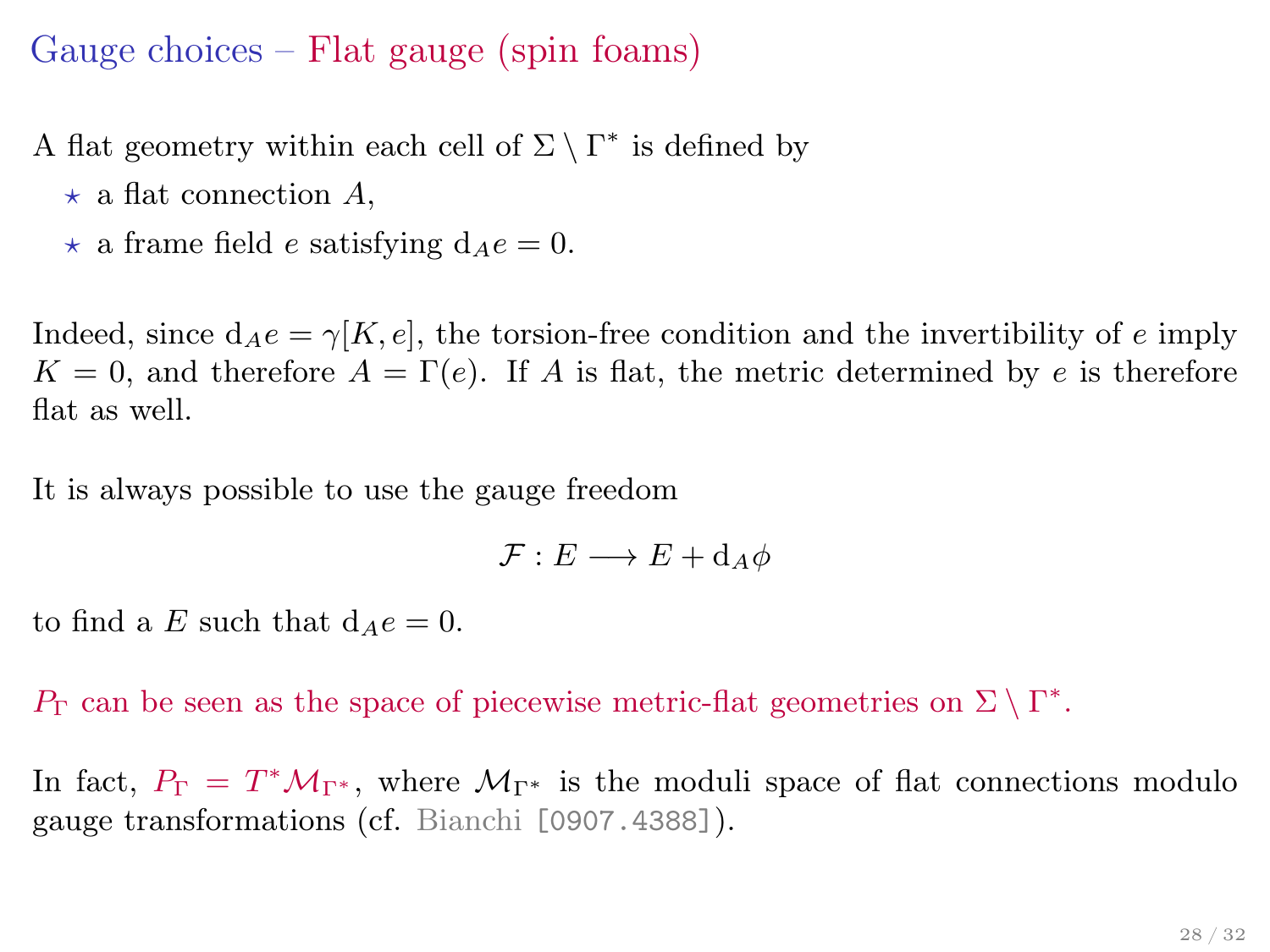## Gauge choices – Flat gauge (spin foams)

A flat geometry within each cell of $\Sigma \setminus \Gamma^*$ is defined by

- ⋆ a flat connection $A$,
- ⋆ a frame field $e$ satisfying $\mathrm{d}_A e = 0$.

Indeed, since $\mathrm{d}_A e = \gamma[K, e]$, the torsion-free condition and the invertibility of $e$ imply $K = 0$, and therefore $A = \Gamma(e)$. If $A$ is flat, the metric determined by $e$ is therefore flat as well.

It is always possible to use the gauge freedom

$$\mathcal{F} : E \longrightarrow E + \mathrm{d}_A \phi$$

to find a $E$ such that $\mathrm{d}_A e = 0$.

$P_\Gamma$ can be seen as the space of piecewise metric-flat geometries on $\Sigma \setminus \Gamma^*$.

In fact, $P_\Gamma = T^* \mathcal{M}_{\Gamma^*}$, where $\mathcal{M}_{\Gamma^*}$ is the moduli space of flat connections modulo gauge transformations (cf. Bianchi [0907.4388]).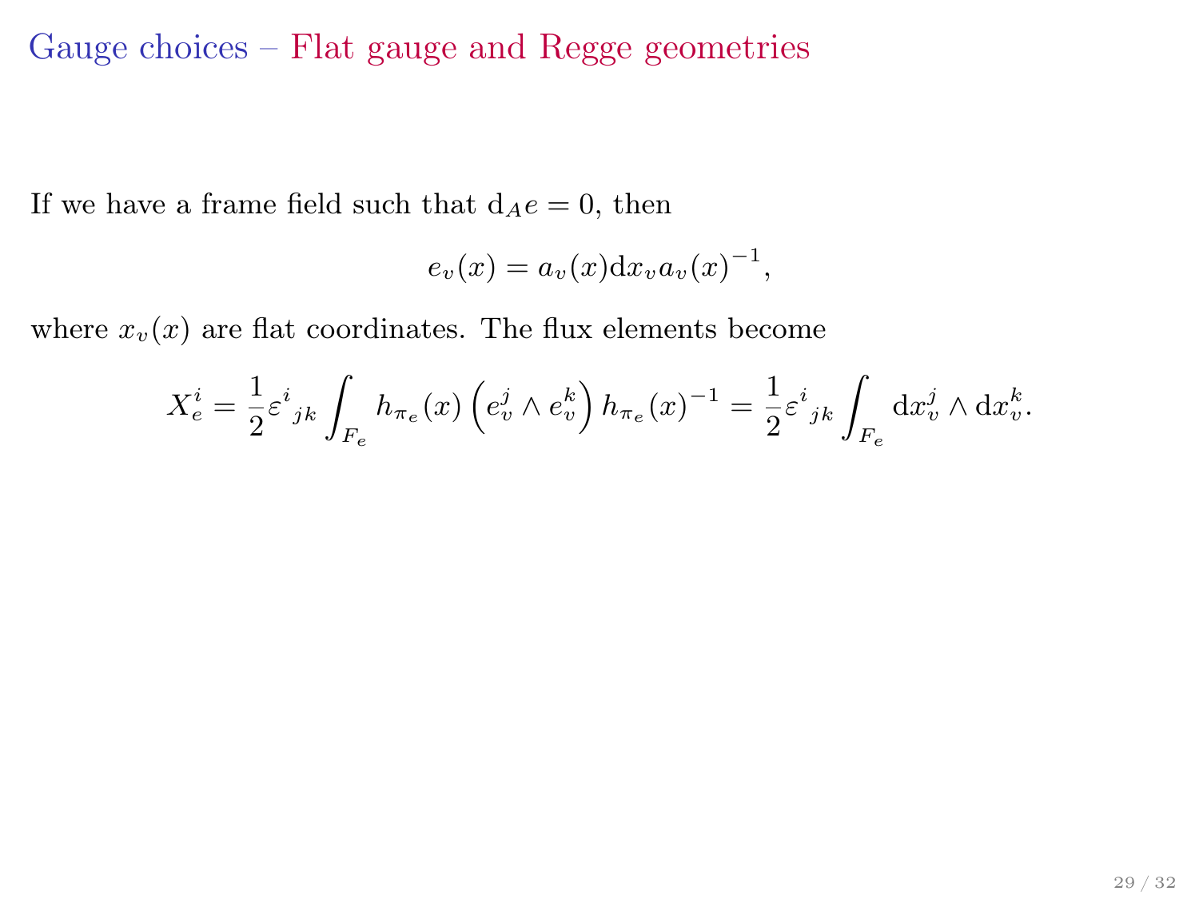## Gauge choices – Flat gauge and Regge geometries

If we have a frame field such that $\mathrm{d}_A e = 0$, then

$$e_v(x) = a_v(x)\mathrm{d}x_v a_v(x)^{-1},$$

where $x_v(x)$ are flat coordinates. The flux elements become

$$X_e^i = \frac{1}{2}\varepsilon^i{}_{jk}\int_{F_e} h_{\pi_e}(x)\left(e_v^j \wedge e_v^k\right)h_{\pi_e}(x)^{-1} = \frac{1}{2}\varepsilon^i{}_{jk}\int_{F_e}\mathrm{d}x_v^j \wedge \mathrm{d}x_v^k.$$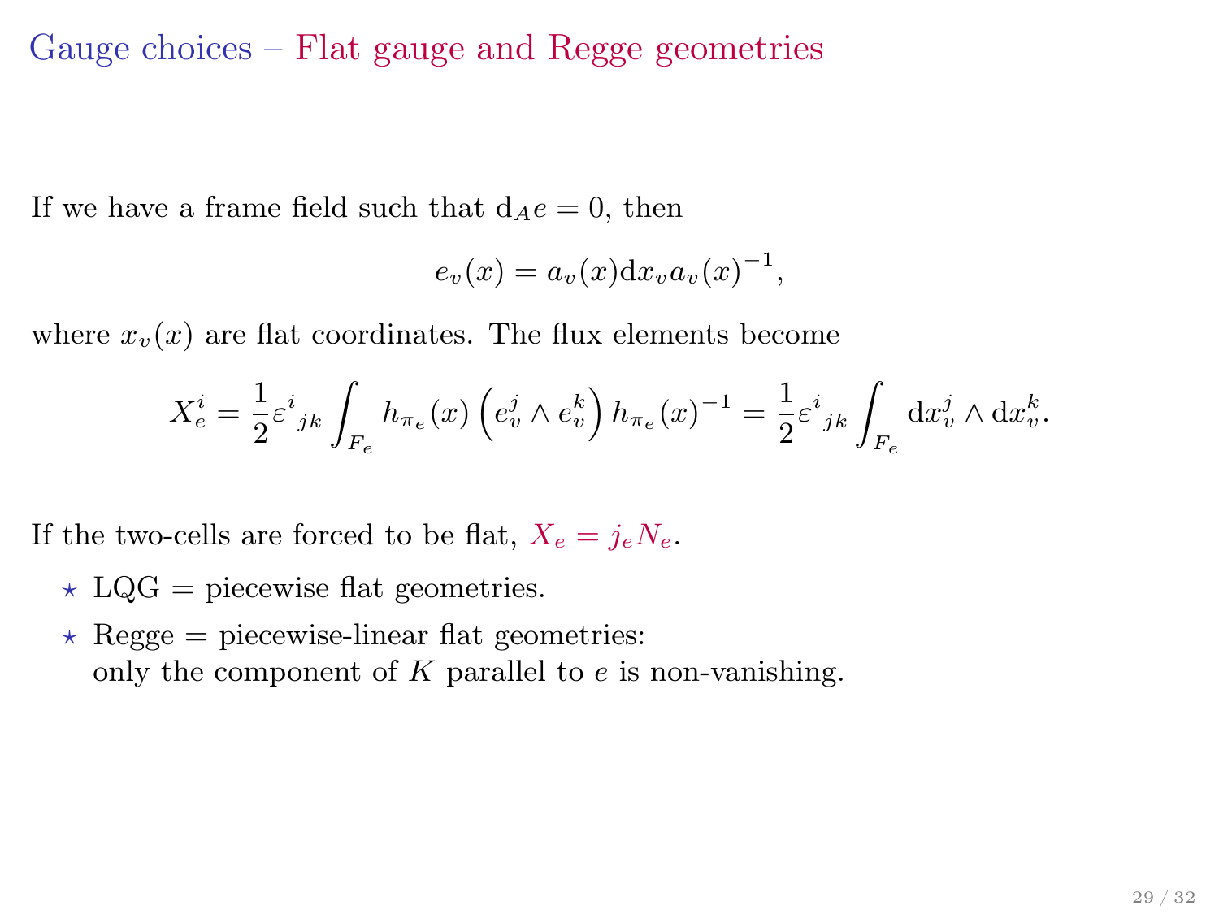# Gauge choices – Flat gauge and Regge geometries

If we have a frame field such that $\mathrm{d}_A e = 0$, then

$$e_v(x) = a_v(x)\mathrm{d}x_v a_v(x)^{-1},$$

where $x_v(x)$ are flat coordinates. The flux elements become

$$X_e^i = \frac{1}{2}\varepsilon^i{}_{jk}\int_{F_e} h_{\pi_e}(x)\left(e_v^j \wedge e_v^k\right)h_{\pi_e}(x)^{-1} = \frac{1}{2}\varepsilon^i{}_{jk}\int_{F_e} \mathrm{d}x_v^j \wedge \mathrm{d}x_v^k.$$

If the two-cells are forced to be flat, $X_e = j_e N_e$.

- ⋆ LQG = piecewise flat geometries.
- ⋆ Regge = piecewise-linear flat geometries:
  only the component of $K$ parallel to $e$ is non-vanishing.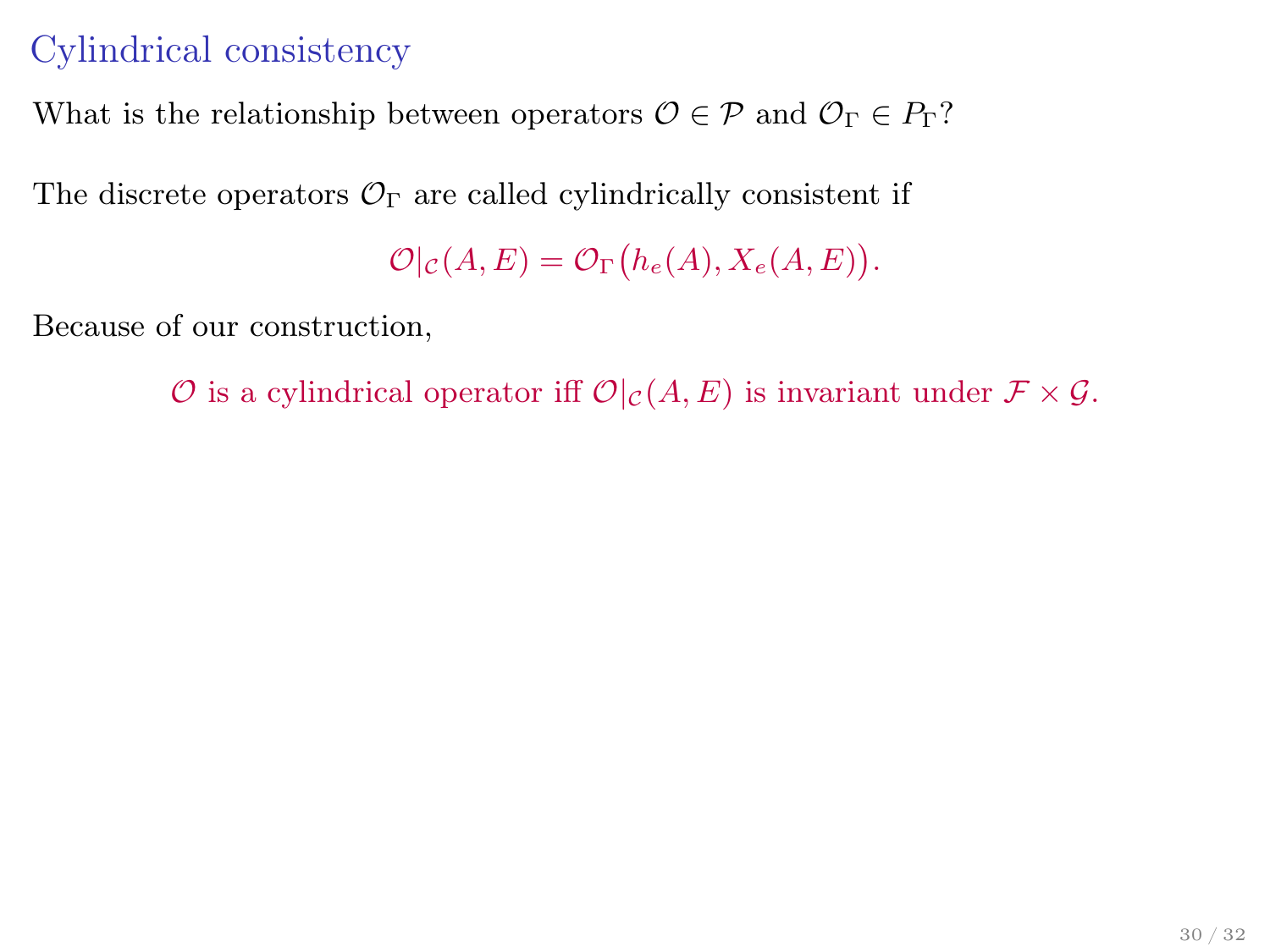# Cylindrical consistency

What is the relationship between operators $\mathcal{O} \in \mathcal{P}$ and $\mathcal{O}_\Gamma \in P_\Gamma$?

The discrete operators $\mathcal{O}_\Gamma$ are called cylindrically consistent if

$$\mathcal{O}|_\mathcal{C}(A, E) = \mathcal{O}_\Gamma\big(h_e(A), X_e(A, E)\big).$$

Because of our construction,

$\mathcal{O}$ is a cylindrical operator iff $\mathcal{O}|_\mathcal{C}(A, E)$ is invariant under $\mathcal{F} \times \mathcal{G}$.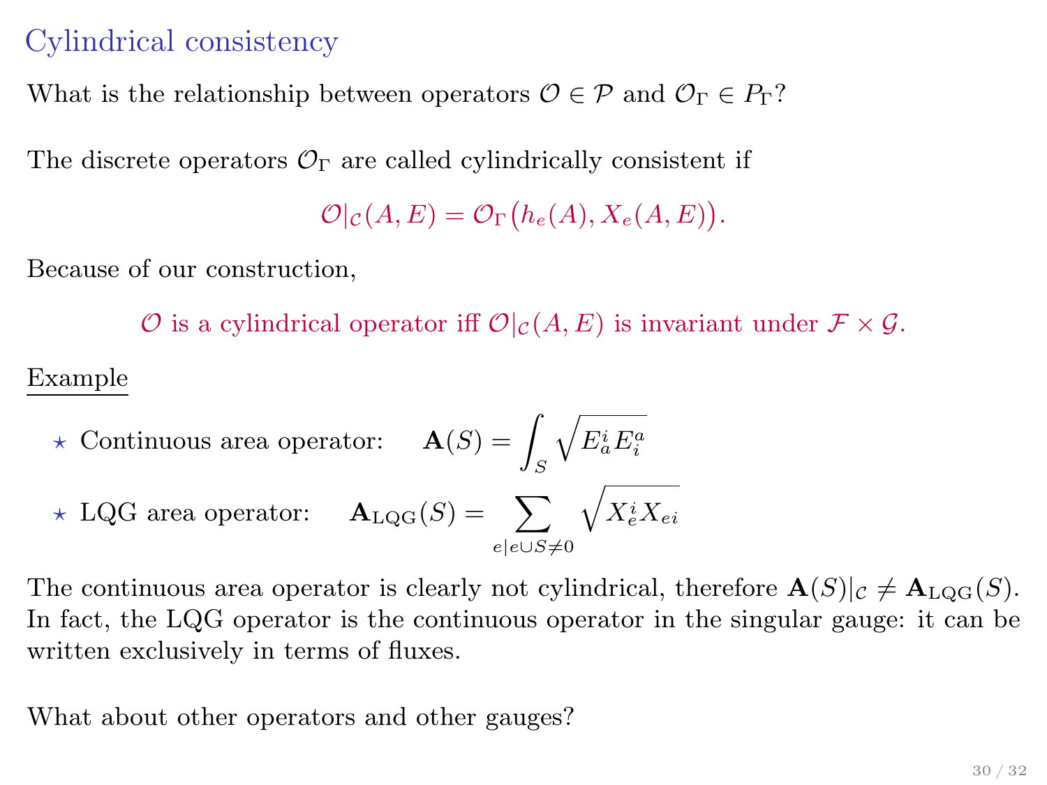## Cylindrical consistency

What is the relationship between operators $\mathcal{O} \in \mathcal{P}$ and $\mathcal{O}_\Gamma \in P_\Gamma$?

The discrete operators $\mathcal{O}_\Gamma$ are called cylindrically consistent if

$$\mathcal{O}|_{\mathcal{C}}(A, E) = \mathcal{O}_\Gamma\big(h_e(A), X_e(A, E)\big).$$

Because of our construction,

$\mathcal{O}$ is a cylindrical operator iff $\mathcal{O}|_{\mathcal{C}}(A, E)$ is invariant under $\mathcal{F} \times \mathcal{G}$.

Example

- ⋆ Continuous area operator: $\mathbf{A}(S) = \int_S \sqrt{E^i_a E^a_i}$
- ⋆ LQG area operator: $\mathbf{A}_{\mathrm{LQG}}(S) = \sum_{e|e \cup S \neq 0} \sqrt{X^i_e X_{ei}}$

The continuous area operator is clearly not cylindrical, therefore $\mathbf{A}(S)|_{\mathcal{C}} \neq \mathbf{A}_{\mathrm{LQG}}(S)$. In fact, the LQG operator is the continuous operator in the singular gauge: it can be written exclusively in terms of fluxes.

What about other operators and other gauges?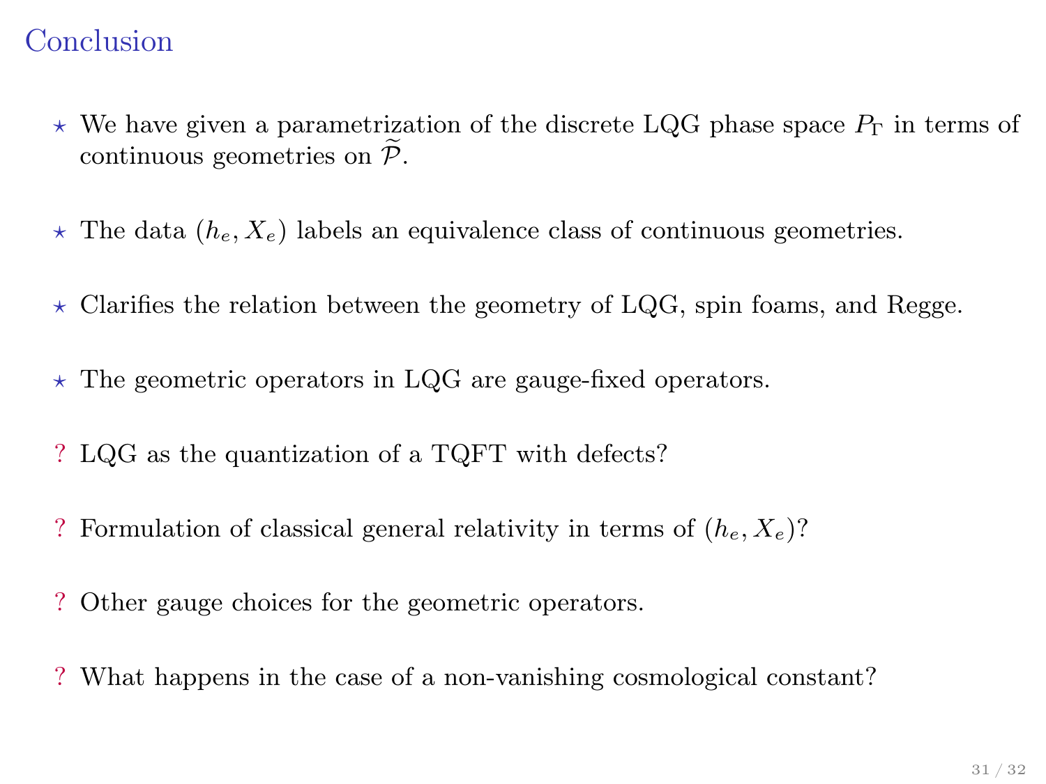# Conclusion

- ⋆ We have given a parametrization of the discrete LQG phase space $P_\Gamma$ in terms of continuous geometries on $\widetilde{\mathcal{P}}$.
- ⋆ The data $(h_e, X_e)$ labels an equivalence class of continuous geometries.
- ⋆ Clarifies the relation between the geometry of LQG, spin foams, and Regge.
- ⋆ The geometric operators in LQG are gauge-fixed operators.
- ? LQG as the quantization of a TQFT with defects?
- ? Formulation of classical general relativity in terms of $(h_e, X_e)$?
- ? Other gauge choices for the geometric operators.
- ? What happens in the case of a non-vanishing cosmological constant?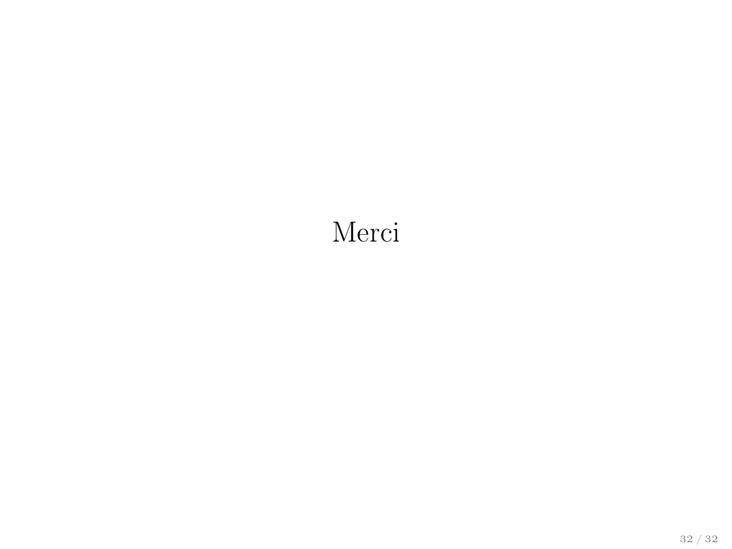Merci